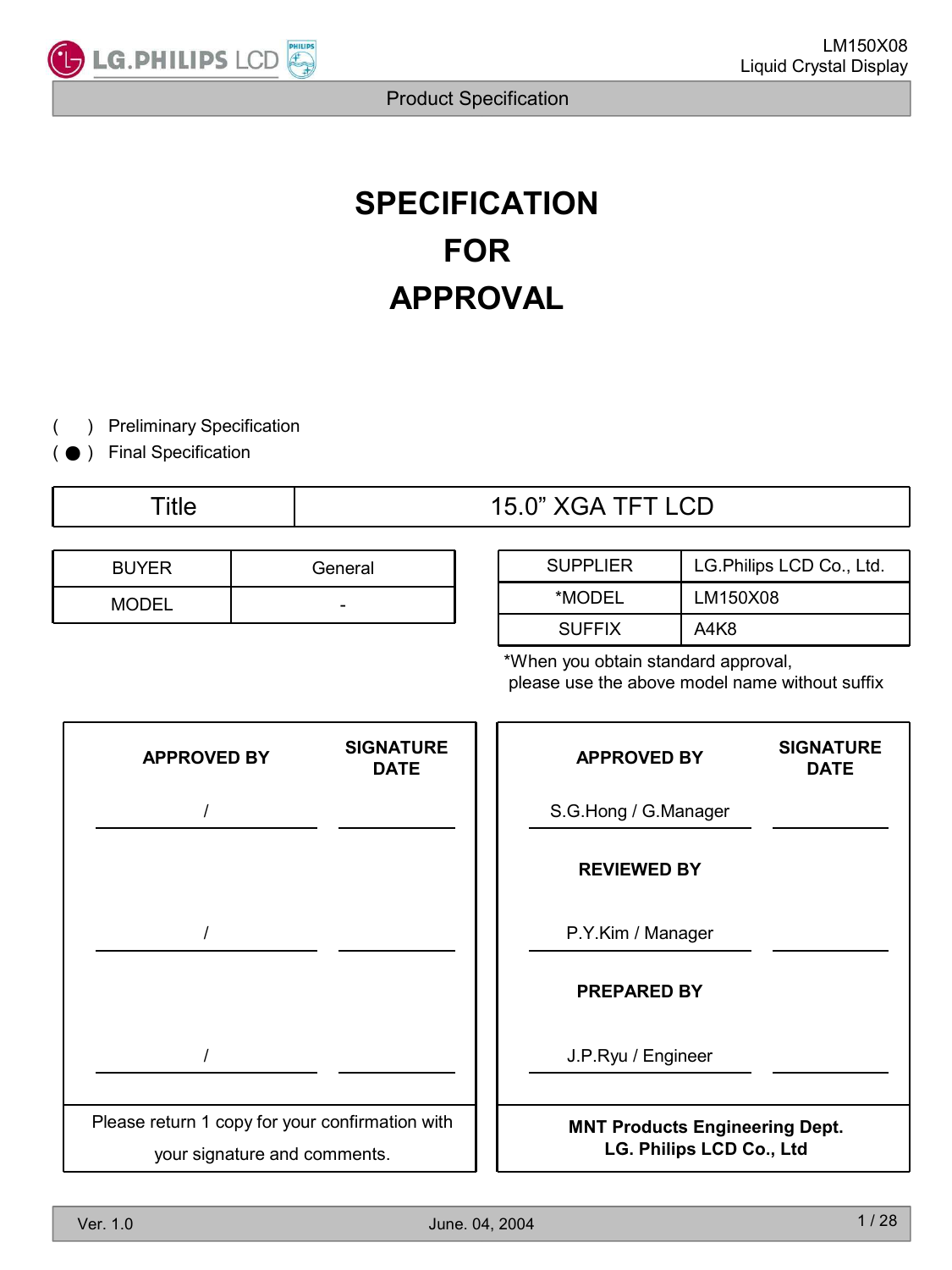# SPECIFICATION FOR APPROVAL

( ) Preliminary Specification

( ● ) Final Specification

| Title | 15.0” XGA TFT LCD |
|---|---|

| BUYER | General |
|---|---|
| MODEL | - |

| SUPPLIER | LG.Philips LCD Co., Ltd. |
|---|---|
| *MODEL | LM150X08 |
| SUFFIX | A4K8 |

*When you obtain standard approval, please use the above model name without suffix

| APPROVED BY | SIGNATURE DATE |
|---|---|
| / | |
| / | |
| / | |

Please return 1 copy for your confirmation with your signature and comments.

| APPROVED BY | SIGNATURE DATE |
|---|---|
| S.G.Hong / G.Manager | |
| **REVIEWED BY** | |
| P.Y.Kim / Manager | |
| **PREPARED BY** | |
| J.P.Ryu / Engineer | |

**MNT Products Engineering Dept.**
**LG. Philips LCD Co., Ltd**

Ver. 1.0 June. 04, 2004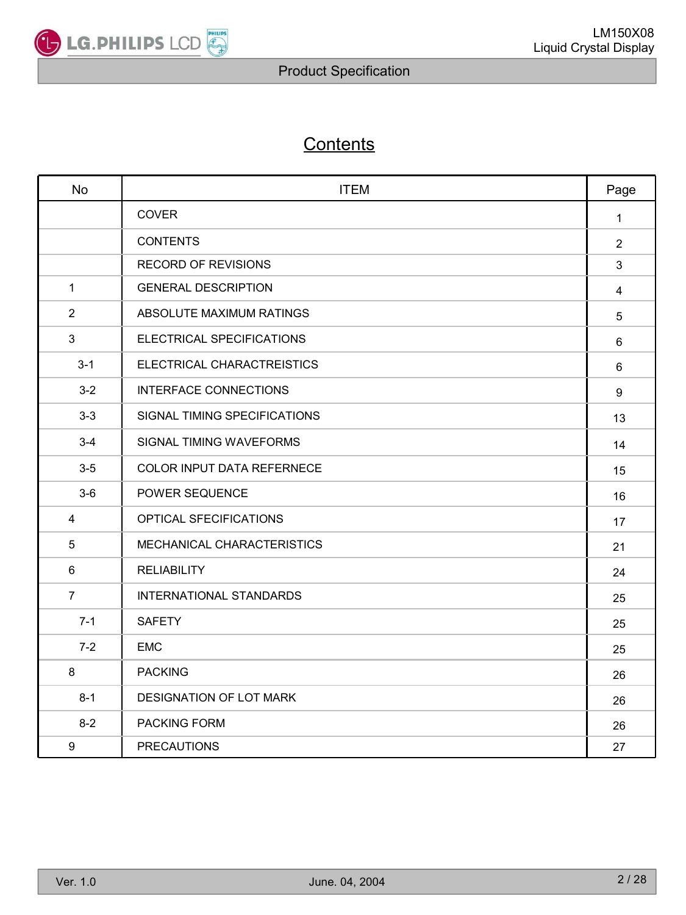# Contents

| No | ITEM | Page |
|---|---|---|
| | COVER | 1 |
| | CONTENTS | 2 |
| | RECORD OF REVISIONS | 3 |
| 1 | GENERAL DESCRIPTION | 4 |
| 2 | ABSOLUTE MAXIMUM RATINGS | 5 |
| 3 | ELECTRICAL SPECIFICATIONS | 6 |
| 3-1 | ELECTRICAL CHARACTREISTICS | 6 |
| 3-2 | INTERFACE CONNECTIONS | 9 |
| 3-3 | SIGNAL TIMING SPECIFICATIONS | 13 |
| 3-4 | SIGNAL TIMING WAVEFORMS | 14 |
| 3-5 | COLOR INPUT DATA REFERNECE | 15 |
| 3-6 | POWER SEQUENCE | 16 |
| 4 | OPTICAL SFECIFICATIONS | 17 |
| 5 | MECHANICAL CHARACTERISTICS | 21 |
| 6 | RELIABILITY | 24 |
| 7 | INTERNATIONAL STANDARDS | 25 |
| 7-1 | SAFETY | 25 |
| 7-2 | EMC | 25 |
| 8 | PACKING | 26 |
| 8-1 | DESIGNATION OF LOT MARK | 26 |
| 8-2 | PACKING FORM | 26 |
| 9 | PRECAUTIONS | 27 |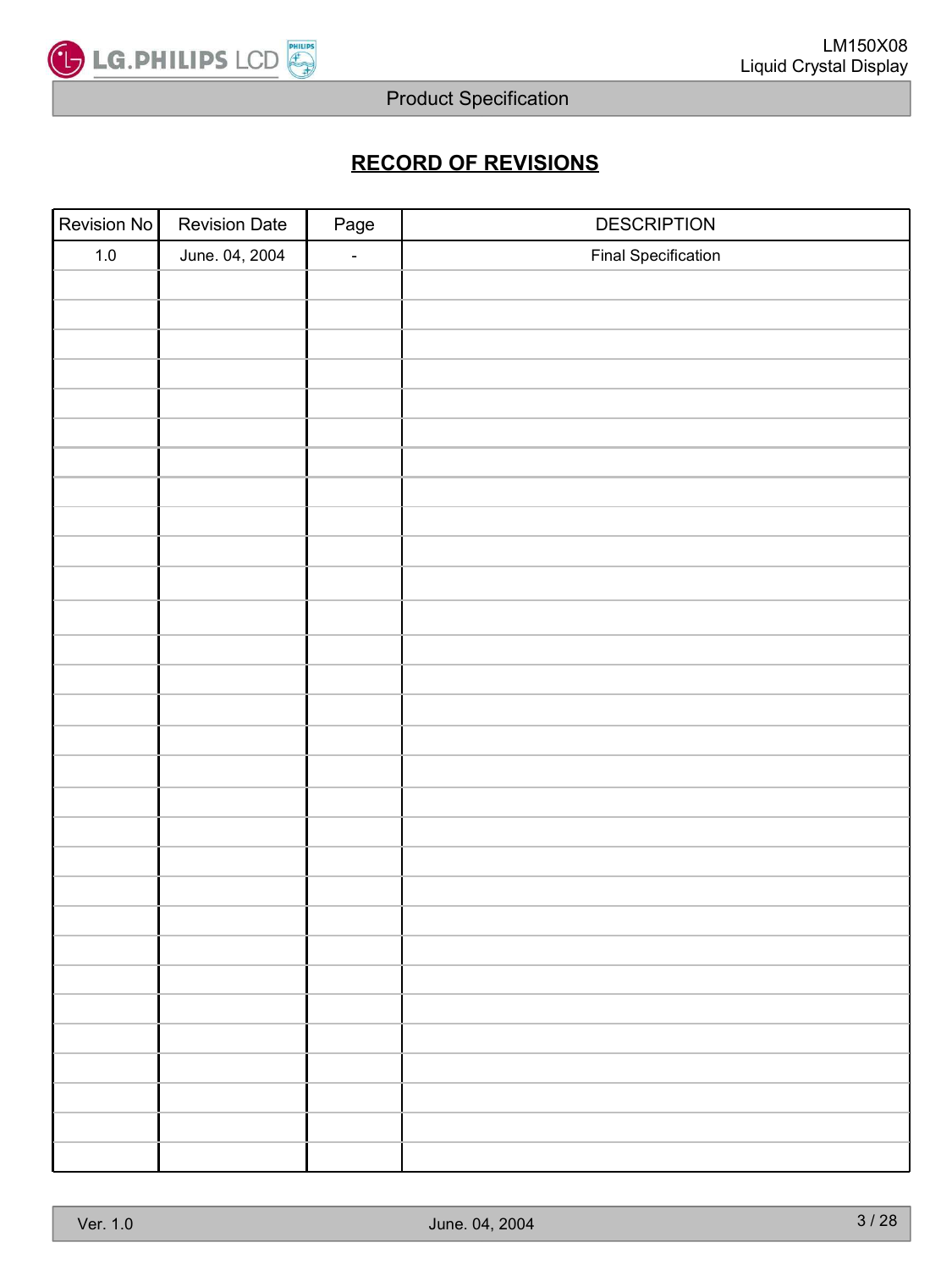## RECORD OF REVISIONS

| Revision No | Revision Date | Page | DESCRIPTION |
| --- | --- | --- | --- |
| 1.0 | June. 04, 2004 | - | Final Specification |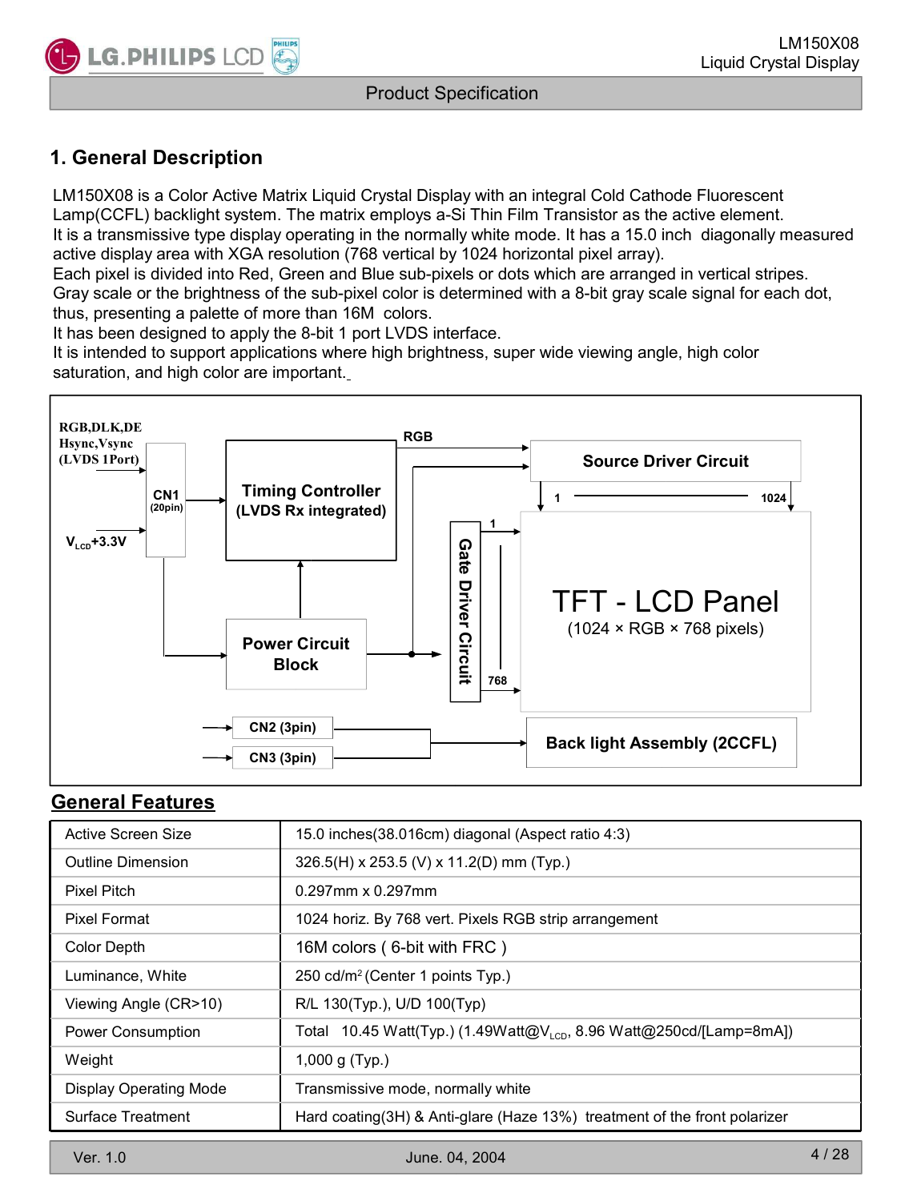# 1. General Description

LM150X08 is a Color Active Matrix Liquid Crystal Display with an integral Cold Cathode Fluorescent Lamp(CCFL) backlight system. The matrix employs a-Si Thin Film Transistor as the active element.
It is a transmissive type display operating in the normally white mode. It has a 15.0 inch diagonally measured active display area with XGA resolution (768 vertical by 1024 horizontal pixel array).
Each pixel is divided into Red, Green and Blue sub-pixels or dots which are arranged in vertical stripes.
Gray scale or the brightness of the sub-pixel color is determined with a 8-bit gray scale signal for each dot, thus, presenting a palette of more than 16M colors.
It has been designed to apply the 8-bit 1 port LVDS interface.
It is intended to support applications where high brightness, super wide viewing angle, high color saturation, and high color are important.

RGB,DLK,DE
Hsync,Vsync
(LVDS 1Port)

CN1 (20pin)

$V_{LCD}$+3.3V

Timing Controller (LVDS Rx integrated)

RGB

Source Driver Circuit

1 — 1024

Gate Driver Circuit

1 — 768

TFT - LCD Panel
(1024 × RGB × 768 pixels)

Power Circuit Block

CN2 (3pin)

CN3 (3pin)

Back light Assembly (2CCFL)

## General Features

| | |
|---|---|
| Active Screen Size | 15.0 inches(38.016cm) diagonal (Aspect ratio 4:3) |
| Outline Dimension | 326.5(H) x 253.5 (V) x 11.2(D) mm (Typ.) |
| Pixel Pitch | 0.297mm x 0.297mm |
| Pixel Format | 1024 horiz. By 768 vert. Pixels RGB strip arrangement |
| Color Depth | 16M colors ( 6-bit with FRC ) |
| Luminance, White | 250 cd/m$^2$ (Center 1 points Typ.) |
| Viewing Angle (CR>10) | R/L 130(Typ.), U/D 100(Typ) |
| Power Consumption | Total 10.45 Watt(Typ.) (1.49Watt@$V_{LCD}$, 8.96 Watt@250cd/[Lamp=8mA]) |
| Weight | 1,000 g (Typ.) |
| Display Operating Mode | Transmissive mode, normally white |
| Surface Treatment | Hard coating(3H) & Anti-glare (Haze 13%) treatment of the front polarizer |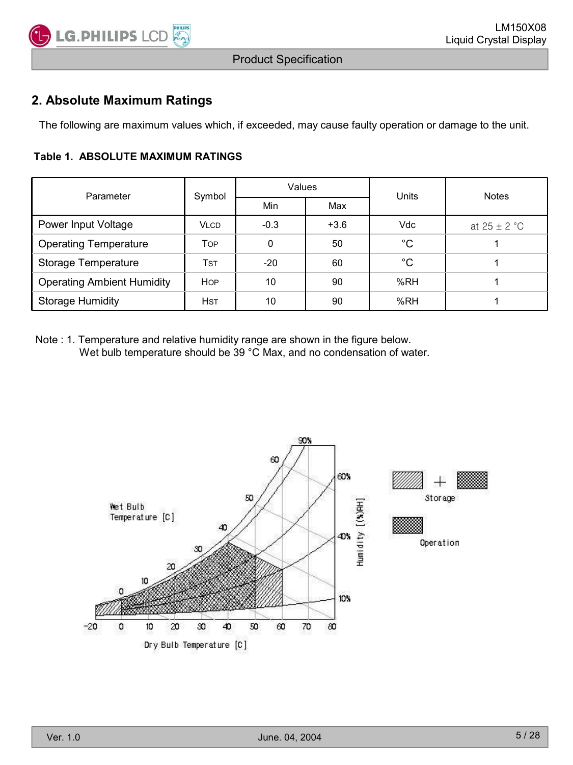## 2. Absolute Maximum Ratings

The following are maximum values which, if exceeded, may cause faulty operation or damage to the unit.

**Table 1. ABSOLUTE MAXIMUM RATINGS**

| Parameter | Symbol | Values | | Units | Notes |
|---|---|---|---|---|---|
| | | Min | Max | | |
| Power Input Voltage | VLCD | -0.3 | +3.6 | Vdc | at 25 ± 2 °C |
| Operating Temperature | TOP | 0 | 50 | °C | 1 |
| Storage Temperature | TST | -20 | 60 | °C | 1 |
| Operating Ambient Humidity | HOP | 10 | 90 | %RH | 1 |
| Storage Humidity | HST | 10 | 90 | %RH | 1 |

Note : 1. Temperature and relative humidity range are shown in the figure below.
Wet bulb temperature should be 39 °C Max, and no condensation of water.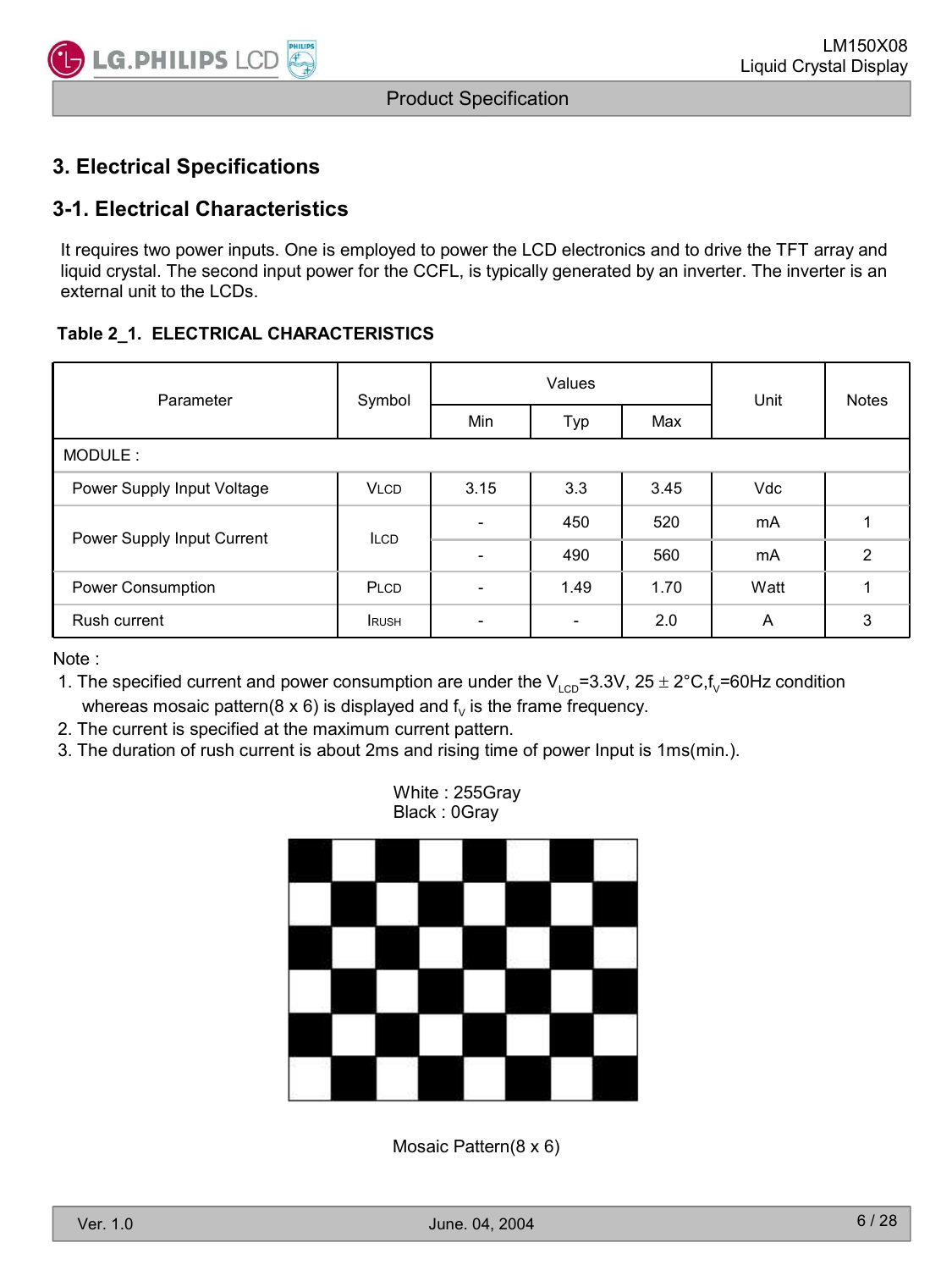## 3. Electrical Specifications

### 3-1. Electrical Characteristics

It requires two power inputs. One is employed to power the LCD electronics and to drive the TFT array and liquid crystal. The second input power for the CCFL, is typically generated by an inverter. The inverter is an external unit to the LCDs.

**Table 2_1. ELECTRICAL CHARACTERISTICS**

| Parameter | Symbol | Values | | | Unit | Notes |
|---|---|---|---|---|---|---|
| | | Min | Typ | Max | | |
| MODULE : | | | | | | |
| Power Supply Input Voltage | $V_{LCD}$ | 3.15 | 3.3 | 3.45 | Vdc | |
| Power Supply Input Current | $I_{LCD}$ | - | 450 | 520 | mA | 1 |
| | | - | 490 | 560 | mA | 2 |
| Power Consumption | $P_{LCD}$ | - | 1.49 | 1.70 | Watt | 1 |
| Rush current | $I_{RUSH}$ | - | - | 2.0 | A | 3 |

Note :

1. The specified current and power consumption are under the $V_{LCD}$=3.3V, 25 ± 2°C, $f_V$=60Hz condition whereas mosaic pattern(8 x 6) is displayed and $f_V$ is the frame frequency.
2. The current is specified at the maximum current pattern.
3. The duration of rush current is about 2ms and rising time of power Input is 1ms(min.).

White : 255Gray
Black : 0Gray

Mosaic Pattern(8 x 6)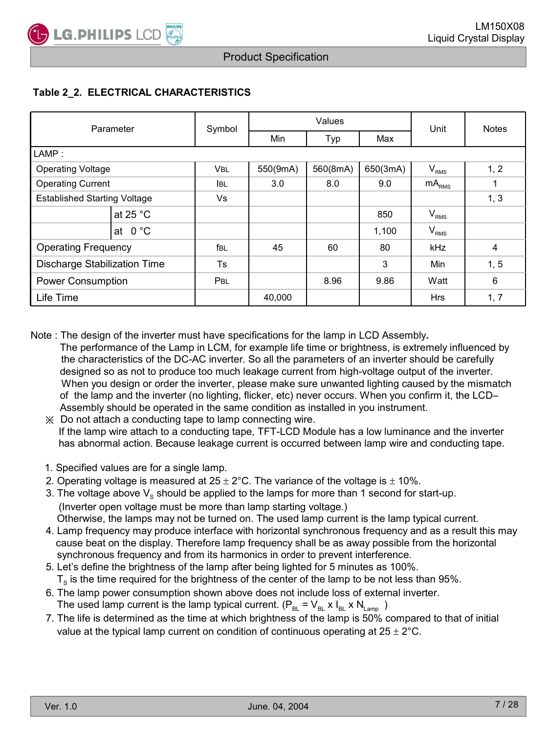**Table 2_2. ELECTRICAL CHARACTERISTICS**

| Parameter | | Symbol | Values | | | Unit | Notes |
|---|---|---|---|---|---|---|---|
| | | | Min | Typ | Max | | |
| LAMP : | | | | | | | |
| Operating Voltage | | $V_{BL}$ | 550(9mA) | 560(8mA) | 650(3mA) | $V_{RMS}$ | 1, 2 |
| Operating Current | | $I_{BL}$ | 3.0 | 8.0 | 9.0 | $mA_{RMS}$ | 1 |
| Established Starting Voltage | | Vs | | | | | 1, 3 |
| | at 25 °C | | | | 850 | $V_{RMS}$ | |
| | at 0 °C | | | | 1,100 | $V_{RMS}$ | |
| Operating Frequency | | $f_{BL}$ | 45 | 60 | 80 | kHz | 4 |
| Discharge Stabilization Time | | Ts | | | 3 | Min | 1, 5 |
| Power Consumption | | $P_{BL}$ | | 8.96 | 9.86 | Watt | 6 |
| Life Time | | | 40,000 | | | Hrs | 1, 7 |

Note : The design of the inverter must have specifications for the lamp in LCD Assembly.
The performance of the Lamp in LCM, for example life time or brightness, is extremely influenced by the characteristics of the DC-AC inverter. So all the parameters of an inverter should be carefully designed so as not to produce too much leakage current from high-voltage output of the inverter. When you design or order the inverter, please make sure unwanted lighting caused by the mismatch of the lamp and the inverter (no lighting, flicker, etc) never occurs. When you confirm it, the LCD–Assembly should be operated in the same condition as installed in you instrument.

※ Do not attach a conducting tape to lamp connecting wire.
If the lamp wire attach to a conducting tape, TFT-LCD Module has a low luminance and the inverter has abnormal action. Because leakage current is occurred between lamp wire and conducting tape.

1. Specified values are for a single lamp.
2. Operating voltage is measured at 25 ± 2°C. The variance of the voltage is ± 10%.
3. The voltage above $V_S$ should be applied to the lamps for more than 1 second for start-up.
   (Inverter open voltage must be more than lamp starting voltage.)
   Otherwise, the lamps may not be turned on. The used lamp current is the lamp typical current.
4. Lamp frequency may produce interface with horizontal synchronous frequency and as a result this may cause beat on the display. Therefore lamp frequency shall be as away possible from the horizontal synchronous frequency and from its harmonics in order to prevent interference.
5. Let's define the brightness of the lamp after being lighted for 5 minutes as 100%.
   $T_S$ is the time required for the brightness of the center of the lamp to be not less than 95%.
6. The lamp power consumption shown above does not include loss of external inverter.
   The used lamp current is the lamp typical current. ($P_{BL} = V_{BL} \times I_{BL} \times N_{Lamp}$ )
7. The life is determined as the time at which brightness of the lamp is 50% compared to that of initial value at the typical lamp current on condition of continuous operating at 25 ± 2°C.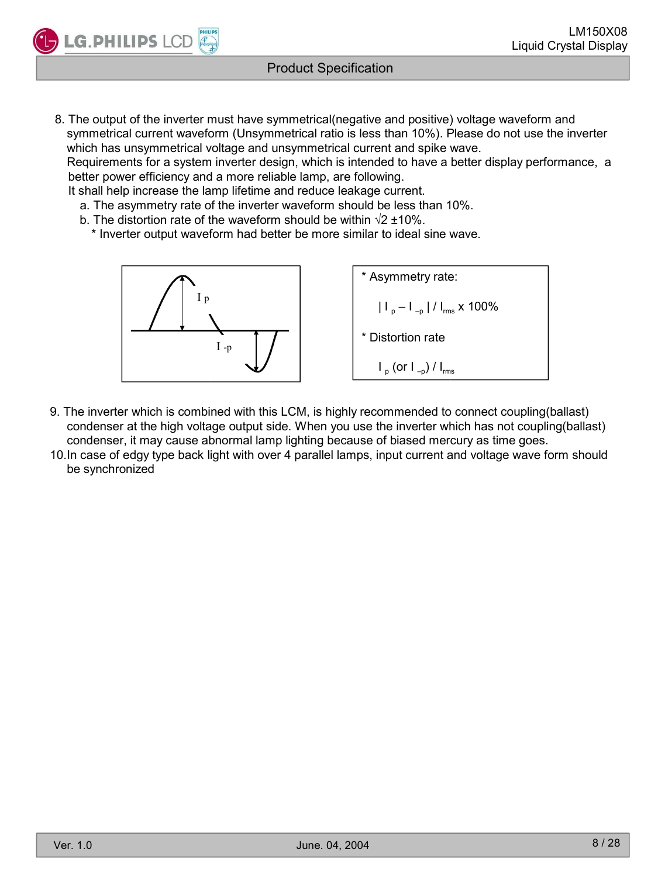8. The output of the inverter must have symmetrical(negative and positive) voltage waveform and symmetrical current waveform (Unsymmetrical ratio is less than 10%). Please do not use the inverter which has unsymmetrical voltage and unsymmetrical current and spike wave.
   Requirements for a system inverter design, which is intended to have a better display performance, a better power efficiency and a more reliable lamp, are following.
   It shall help increase the lamp lifetime and reduce leakage current.
   a. The asymmetry rate of the inverter waveform should be less than 10%.
   b. The distortion rate of the waveform should be within √2 ±10%.
      * Inverter output waveform had better be more similar to ideal sine wave.

$I_p$

$I_{-p}$

* Asymmetry rate:

  $| I_p – I_{-p} | / I_{rms} \times 100\%$

* Distortion rate

  $I_p$ (or $I_{-p}$) / $I_{rms}$

9. The inverter which is combined with this LCM, is highly recommended to connect coupling(ballast) condenser at the high voltage output side. When you use the inverter which has not coupling(ballast) condenser, it may cause abnormal lamp lighting because of biased mercury as time goes.
10. In case of edgy type back light with over 4 parallel lamps, input current and voltage wave form should be synchronized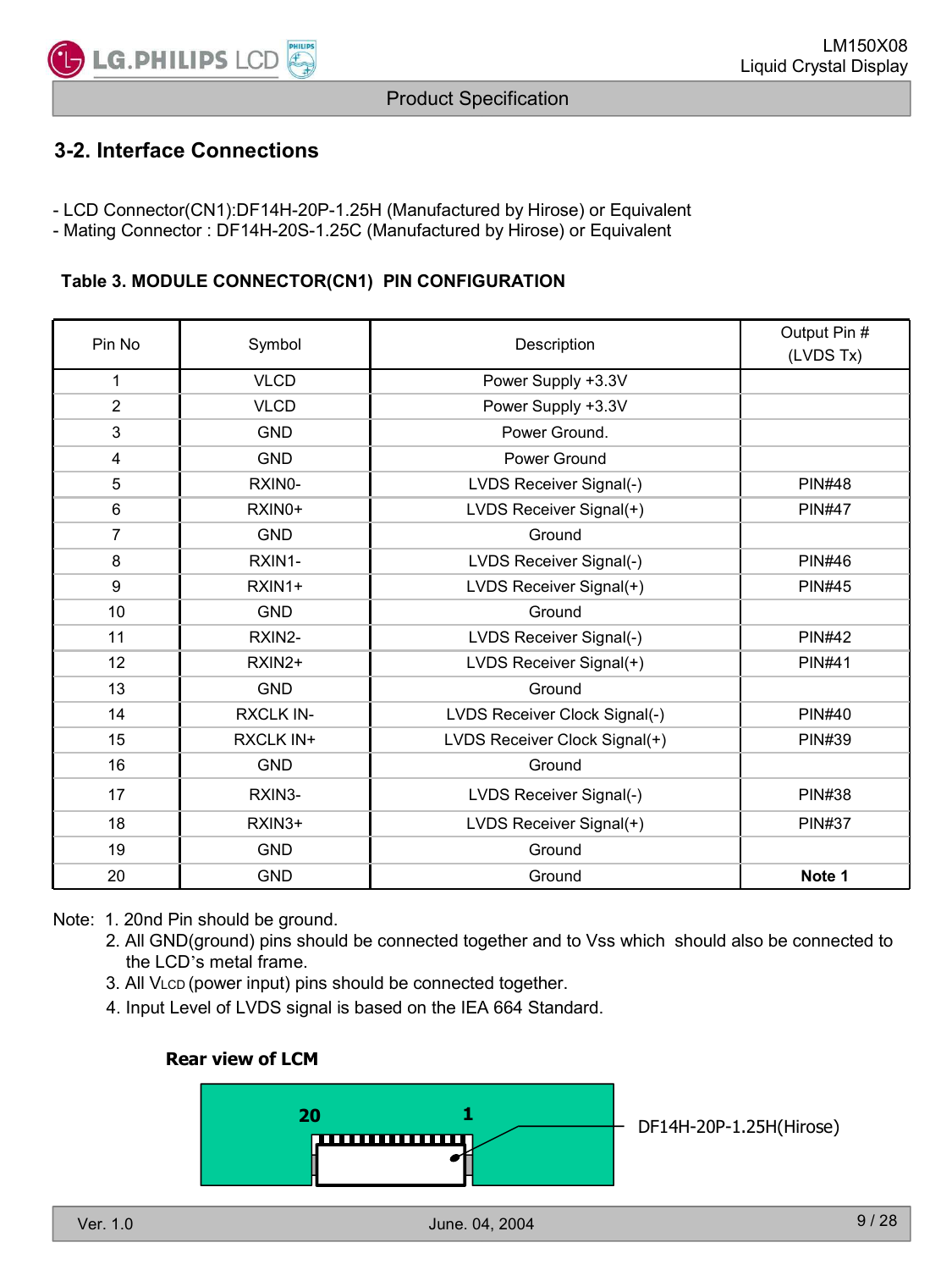## 3-2. Interface Connections

- LCD Connector(CN1):DF14H-20P-1.25H (Manufactured by Hirose) or Equivalent
- Mating Connector : DF14H-20S-1.25C (Manufactured by Hirose) or Equivalent

**Table 3. MODULE CONNECTOR(CN1) PIN CONFIGURATION**

| Pin No | Symbol | Description | Output Pin # (LVDS Tx) |
|---|---|---|---|
| 1 | VLCD | Power Supply +3.3V | |
| 2 | VLCD | Power Supply +3.3V | |
| 3 | GND | Power Ground. | |
| 4 | GND | Power Ground | |
| 5 | RXIN0- | LVDS Receiver Signal(-) | PIN#48 |
| 6 | RXIN0+ | LVDS Receiver Signal(+) | PIN#47 |
| 7 | GND | Ground | |
| 8 | RXIN1- | LVDS Receiver Signal(-) | PIN#46 |
| 9 | RXIN1+ | LVDS Receiver Signal(+) | PIN#45 |
| 10 | GND | Ground | |
| 11 | RXIN2- | LVDS Receiver Signal(-) | PIN#42 |
| 12 | RXIN2+ | LVDS Receiver Signal(+) | PIN#41 |
| 13 | GND | Ground | |
| 14 | RXCLK IN- | LVDS Receiver Clock Signal(-) | PIN#40 |
| 15 | RXCLK IN+ | LVDS Receiver Clock Signal(+) | PIN#39 |
| 16 | GND | Ground | |
| 17 | RXIN3- | LVDS Receiver Signal(-) | PIN#38 |
| 18 | RXIN3+ | LVDS Receiver Signal(+) | PIN#37 |
| 19 | GND | Ground | |
| 20 | GND | Ground | **Note 1** |

Note:
1. 20nd Pin should be ground.
2. All GND(ground) pins should be connected together and to Vss which should also be connected to the LCD's metal frame.
3. All $V_{LCD}$ (power input) pins should be connected together.
4. Input Level of LVDS signal is based on the IEA 664 Standard.

**Rear view of LCM**

20 1

DF14H-20P-1.25H(Hirose)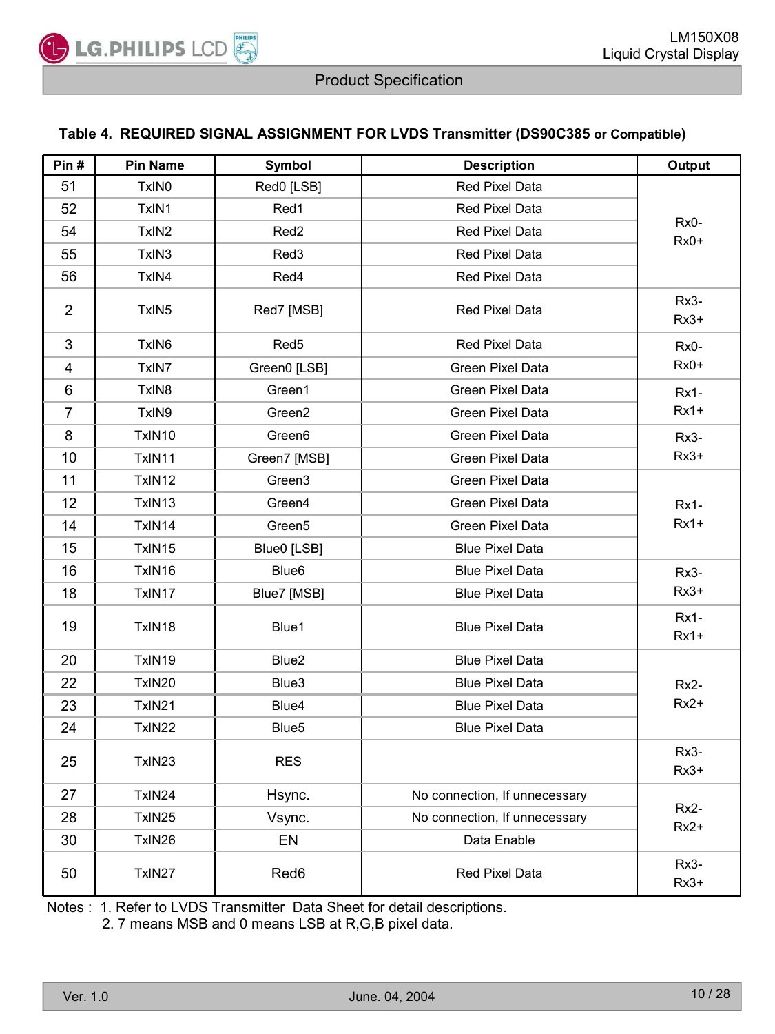### Table 4. REQUIRED SIGNAL ASSIGNMENT FOR LVDS Transmitter (DS90C385 or Compatible)

| Pin # | Pin Name | Symbol | Description | Output |
|---|---|---|---|---|
| 51 | TxIN0 | Red0 [LSB] | Red Pixel Data | Rx0- Rx0+ |
| 52 | TxIN1 | Red1 | Red Pixel Data | |
| 54 | TxIN2 | Red2 | Red Pixel Data | |
| 55 | TxIN3 | Red3 | Red Pixel Data | |
| 56 | TxIN4 | Red4 | Red Pixel Data | |
| 2 | TxIN5 | Red7 [MSB] | Red Pixel Data | Rx3- Rx3+ |
| 3 | TxIN6 | Red5 | Red Pixel Data | Rx0- Rx0+ |
| 4 | TxIN7 | Green0 [LSB] | Green Pixel Data | |
| 6 | TxIN8 | Green1 | Green Pixel Data | Rx1- Rx1+ |
| 7 | TxIN9 | Green2 | Green Pixel Data | |
| 8 | TxIN10 | Green6 | Green Pixel Data | Rx3- Rx3+ |
| 10 | TxIN11 | Green7 [MSB] | Green Pixel Data | |
| 11 | TxIN12 | Green3 | Green Pixel Data | Rx1- Rx1+ |
| 12 | TxIN13 | Green4 | Green Pixel Data | |
| 14 | TxIN14 | Green5 | Green Pixel Data | |
| 15 | TxIN15 | Blue0 [LSB] | Blue Pixel Data | |
| 16 | TxIN16 | Blue6 | Blue Pixel Data | Rx3- Rx3+ |
| 18 | TxIN17 | Blue7 [MSB] | Blue Pixel Data | |
| 19 | TxIN18 | Blue1 | Blue Pixel Data | Rx1- Rx1+ |
| 20 | TxIN19 | Blue2 | Blue Pixel Data | Rx2- Rx2+ |
| 22 | TxIN20 | Blue3 | Blue Pixel Data | |
| 23 | TxIN21 | Blue4 | Blue Pixel Data | |
| 24 | TxIN22 | Blue5 | Blue Pixel Data | |
| 25 | TxIN23 | RES | | Rx3- Rx3+ |
| 27 | TxIN24 | Hsync. | No connection, If unnecessary | Rx2- Rx2+ |
| 28 | TxIN25 | Vsync. | No connection, If unnecessary | |
| 30 | TxIN26 | EN | Data Enable | |
| 50 | TxIN27 | Red6 | Red Pixel Data | Rx3- Rx3+ |

Notes : 1. Refer to LVDS Transmitter Data Sheet for detail descriptions.
2. 7 means MSB and 0 means LSB at R,G,B pixel data.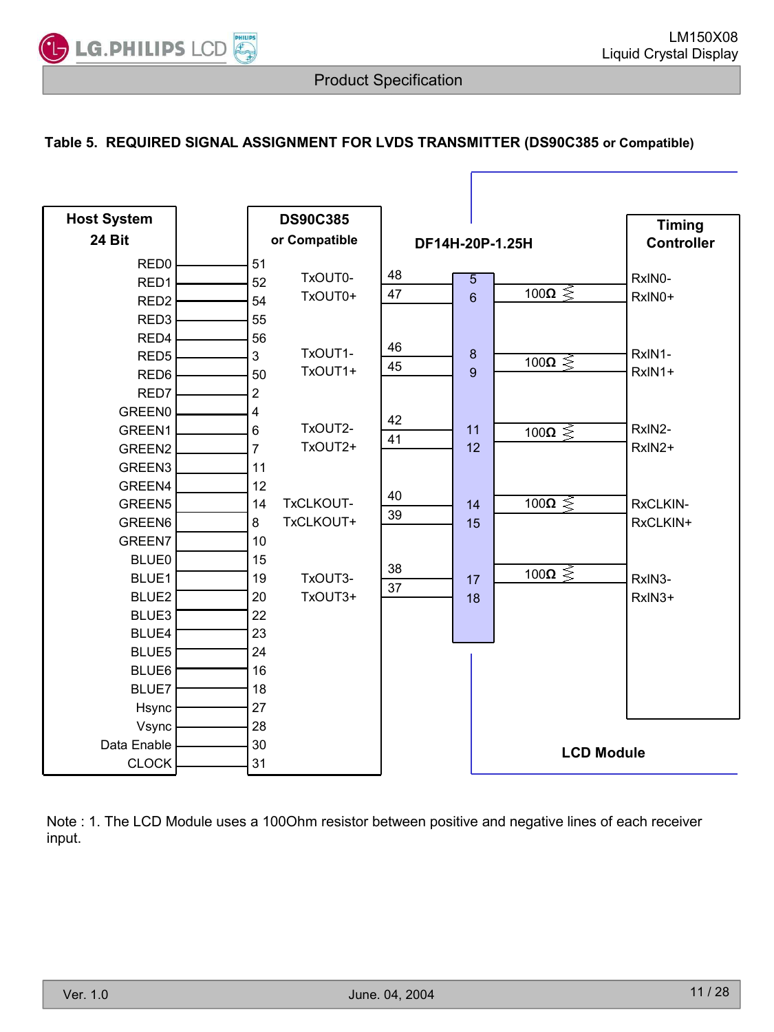**Table 5. REQUIRED SIGNAL ASSIGNMENT FOR LVDS TRANSMITTER (DS90C385 or Compatible)**

| Host System 24 Bit | DS90C385 or Compatible Pin | DS90C385 Output | DS90C385 Output Pin | DF14H-20P-1.25H Pin | Termination | Timing Controller |
|---|---|---|---|---|---|---|
| RED0 | 51 | TxOUT0- | 48 | 5 | 100Ω | RxIN0- |
| RED1 | 52 | TxOUT0+ | 47 | 6 | | RxIN0+ |
| RED2 | 54 | | | | | |
| RED3 | 55 | | | | | |
| RED4 | 56 | | | | | |
| RED5 | 3 | TxOUT1- | 46 | 8 | 100Ω | RxIN1- |
| RED6 | 50 | TxOUT1+ | 45 | 9 | | RxIN1+ |
| RED7 | 2 | | | | | |
| GREEN0 | 4 | | | | | |
| GREEN1 | 6 | TxOUT2- | 42 | 11 | 100Ω | RxIN2- |
| GREEN2 | 7 | TxOUT2+ | 41 | 12 | | RxIN2+ |
| GREEN3 | 11 | | | | | |
| GREEN4 | 12 | | | | | |
| GREEN5 | 14 | TxCLKOUT- | 40 | 14 | 100Ω | RxCLKIN- |
| GREEN6 | 8 | TxCLKOUT+ | 39 | 15 | | RxCLKIN+ |
| GREEN7 | 10 | | | | | |
| BLUE0 | 15 | | | | | |
| BLUE1 | 19 | TxOUT3- | 38 | 17 | 100Ω | RxIN3- |
| BLUE2 | 20 | TxOUT3+ | 37 | 18 | | RxIN3+ |
| BLUE3 | 22 | | | | | |
| BLUE4 | 23 | | | | | |
| BLUE5 | 24 | | | | | |
| BLUE6 | 16 | | | | | |
| BLUE7 | 18 | | | | | |
| Hsync | 27 | | | | | |
| Vsync | 28 | | | | | |
| Data Enable | 30 | | | | | |
| CLOCK | 31 | | | | | |

(DF14H-20P-1.25H connector and Timing Controller are within the LCD Module.)

Note : 1. The LCD Module uses a 100Ohm resistor between positive and negative lines of each receiver input.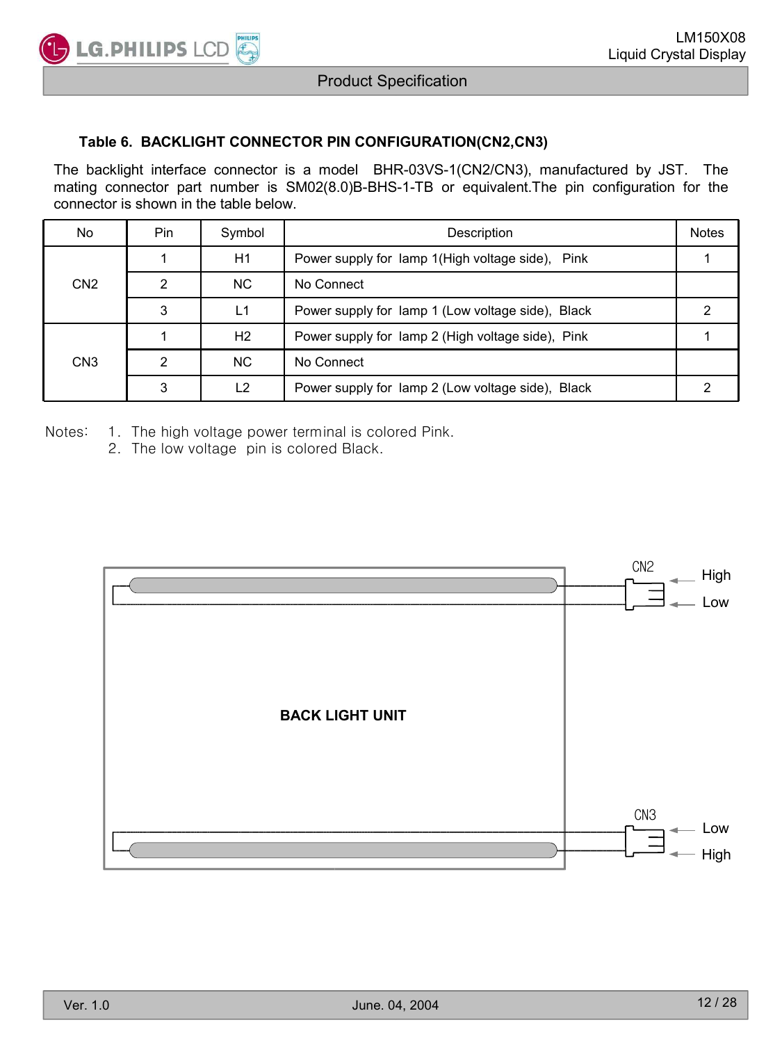### Table 6. BACKLIGHT CONNECTOR PIN CONFIGURATION(CN2,CN3)

The backlight interface connector is a model BHR-03VS-1(CN2/CN3), manufactured by JST. The mating connector part number is SM02(8.0)B-BHS-1-TB or equivalent.The pin configuration for the connector is shown in the table below.

| No | Pin | Symbol | Description | Notes |
|---|---|---|---|---|
| CN2 | 1 | H1 | Power supply for lamp 1(High voltage side), Pink | 1 |
| | 2 | NC | No Connect | |
| | 3 | L1 | Power supply for lamp 1 (Low voltage side), Black | 2 |
| CN3 | 1 | H2 | Power supply for lamp 2 (High voltage side), Pink | 1 |
| | 2 | NC | No Connect | |
| | 3 | L2 | Power supply for lamp 2 (Low voltage side), Black | 2 |

Notes:
1. The high voltage power terminal is colored Pink.
2. The low voltage pin is colored Black.

BACK LIGHT UNIT

CN2 — High, Low

CN3 — Low, High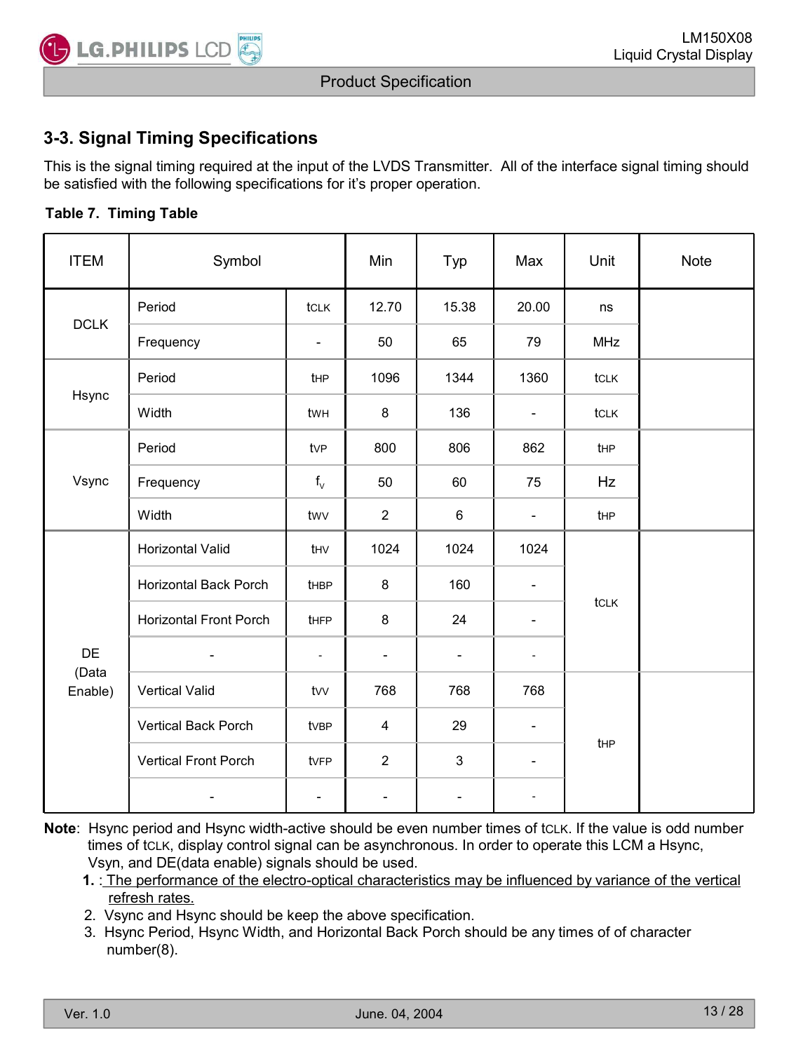## 3-3. Signal Timing Specifications

This is the signal timing required at the input of the LVDS Transmitter. All of the interface signal timing should be satisfied with the following specifications for it's proper operation.

**Table 7. Timing Table**

| ITEM | Symbol | | Min | Typ | Max | Unit | Note |
|---|---|---|---|---|---|---|---|
| DCLK | Period | tCLK | 12.70 | 15.38 | 20.00 | ns | |
| | Frequency | - | 50 | 65 | 79 | MHz | |
| Hsync | Period | tHP | 1096 | 1344 | 1360 | tCLK | |
| | Width | tWH | 8 | 136 | - | tCLK | |
| Vsync | Period | tVP | 800 | 806 | 862 | tHP | |
| | Frequency | $f_V$ | 50 | 60 | 75 | Hz | |
| | Width | tWV | 2 | 6 | - | tHP | |
| DE (Data Enable) | Horizontal Valid | tHV | 1024 | 1024 | 1024 | tCLK | |
| | Horizontal Back Porch | tHBP | 8 | 160 | - | | |
| | Horizontal Front Porch | tHFP | 8 | 24 | - | | |
| | - | - | - | - | - | | |
| | Vertical Valid | tVV | 768 | 768 | 768 | tHP | |
| | Vertical Back Porch | tVBP | 4 | 29 | - | | |
| | Vertical Front Porch | tVFP | 2 | 3 | - | | |
| | - | - | - | - | - | | |

**Note**: Hsync period and Hsync width-active should be even number times of tCLK. If the value is odd number times of tCLK, display control signal can be asynchronous. In order to operate this LCM a Hsync, Vsyn, and DE(data enable) signals should be used.

**1.** : The performance of the electro-optical characteristics may be influenced by variance of the vertical refresh rates.

2. Vsync and Hsync should be keep the above specification.
3. Hsync Period, Hsync Width, and Horizontal Back Porch should be any times of of character number(8).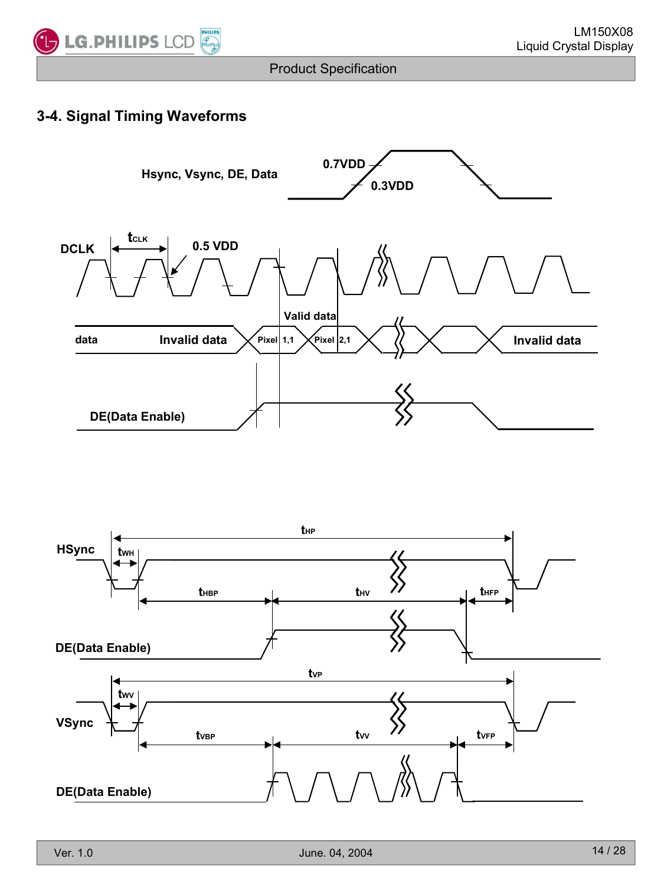## 3-4. Signal Timing Waveforms

Hsync, Vsync, DE, Data

0.7VDD

0.3VDD

DCLK

$t_{CLK}$

0.5 VDD

Valid data

data

Invalid data

Pixel 1,1

Pixel 2,1

Invalid data

DE(Data Enable)

HSync

$t_{HP}$

$t_{WH}$

$t_{HBP}$

$t_{HV}$

$t_{HFP}$

DE(Data Enable)

VSync

$t_{VP}$

$t_{WV}$

$t_{VBP}$

$t_{VV}$

$t_{VFP}$

DE(Data Enable)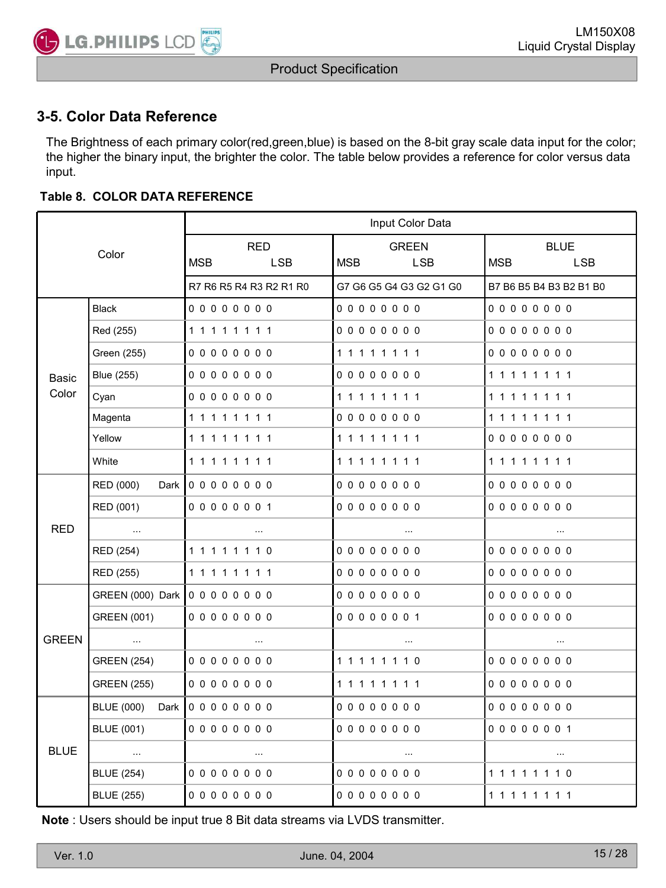## 3-5. Color Data Reference

The Brightness of each primary color(red,green,blue) is based on the 8-bit gray scale data input for the color; the higher the binary input, the brighter the color. The table below provides a reference for color versus data input.

**Table 8. COLOR DATA REFERENCE**

| Color | | Input Color Data | | |
|---|---|---|---|---|
| | | RED<br>MSB LSB | GREEN<br>MSB LSB | BLUE<br>MSB LSB |
| | | R7 R6 R5 R4 R3 R2 R1 R0 | G7 G6 G5 G4 G3 G2 G1 G0 | B7 B6 B5 B4 B3 B2 B1 B0 |
| Basic Color | Black | 0 0 0 0 0 0 0 0 | 0 0 0 0 0 0 0 0 | 0 0 0 0 0 0 0 0 |
| | Red (255) | 1 1 1 1 1 1 1 1 | 0 0 0 0 0 0 0 0 | 0 0 0 0 0 0 0 0 |
| | Green (255) | 0 0 0 0 0 0 0 0 | 1 1 1 1 1 1 1 1 | 0 0 0 0 0 0 0 0 |
| | Blue (255) | 0 0 0 0 0 0 0 0 | 0 0 0 0 0 0 0 0 | 1 1 1 1 1 1 1 1 |
| | Cyan | 0 0 0 0 0 0 0 0 | 1 1 1 1 1 1 1 1 | 1 1 1 1 1 1 1 1 |
| | Magenta | 1 1 1 1 1 1 1 1 | 0 0 0 0 0 0 0 0 | 1 1 1 1 1 1 1 1 |
| | Yellow | 1 1 1 1 1 1 1 1 | 1 1 1 1 1 1 1 1 | 0 0 0 0 0 0 0 0 |
| | White | 1 1 1 1 1 1 1 1 | 1 1 1 1 1 1 1 1 | 1 1 1 1 1 1 1 1 |
| RED | RED (000) Dark | 0 0 0 0 0 0 0 0 | 0 0 0 0 0 0 0 0 | 0 0 0 0 0 0 0 0 |
| | RED (001) | 0 0 0 0 0 0 0 1 | 0 0 0 0 0 0 0 0 | 0 0 0 0 0 0 0 0 |
| | ... | ... | ... | ... |
| | RED (254) | 1 1 1 1 1 1 1 0 | 0 0 0 0 0 0 0 0 | 0 0 0 0 0 0 0 0 |
| | RED (255) | 1 1 1 1 1 1 1 1 | 0 0 0 0 0 0 0 0 | 0 0 0 0 0 0 0 0 |
| GREEN | GREEN (000) Dark | 0 0 0 0 0 0 0 0 | 0 0 0 0 0 0 0 0 | 0 0 0 0 0 0 0 0 |
| | GREEN (001) | 0 0 0 0 0 0 0 0 | 0 0 0 0 0 0 0 1 | 0 0 0 0 0 0 0 0 |
| | ... | ... | ... | ... |
| | GREEN (254) | 0 0 0 0 0 0 0 0 | 1 1 1 1 1 1 1 0 | 0 0 0 0 0 0 0 0 |
| | GREEN (255) | 0 0 0 0 0 0 0 0 | 1 1 1 1 1 1 1 1 | 0 0 0 0 0 0 0 0 |
| BLUE | BLUE (000) Dark | 0 0 0 0 0 0 0 0 | 0 0 0 0 0 0 0 0 | 0 0 0 0 0 0 0 0 |
| | BLUE (001) | 0 0 0 0 0 0 0 0 | 0 0 0 0 0 0 0 0 | 0 0 0 0 0 0 0 1 |
| | ... | ... | ... | ... |
| | BLUE (254) | 0 0 0 0 0 0 0 0 | 0 0 0 0 0 0 0 0 | 1 1 1 1 1 1 1 0 |
| | BLUE (255) | 0 0 0 0 0 0 0 0 | 0 0 0 0 0 0 0 0 | 1 1 1 1 1 1 1 1 |

**Note** : Users should be input true 8 Bit data streams via LVDS transmitter.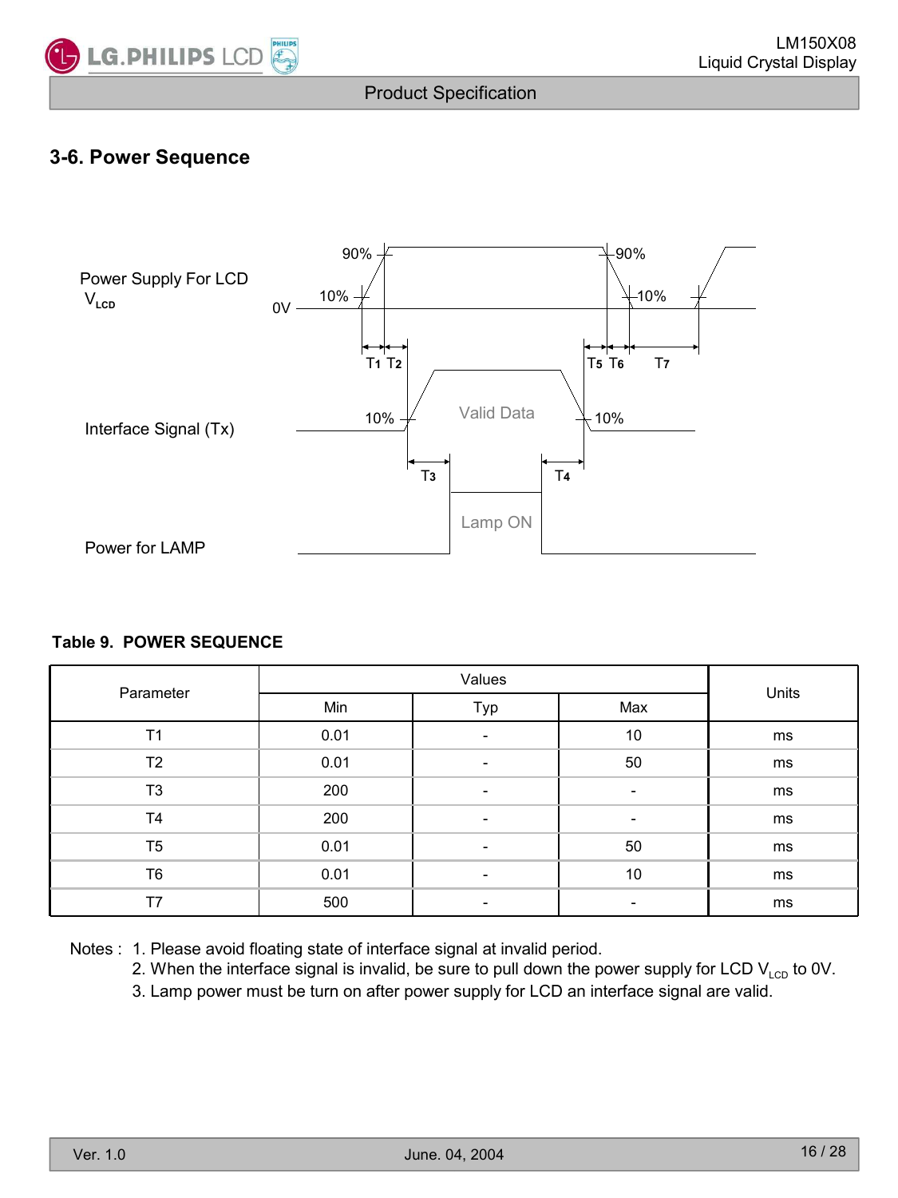## 3-6. Power Sequence

Power Supply For LCD $V_{LCD}$

Interface Signal (Tx)

Power for LAMP

90% 90% 10% 10% 0V T1 T2 T5 T6 T7 10% Valid Data 10% T3 T4 Lamp ON

**Table 9. POWER SEQUENCE**

| Parameter | Values | | | Units |
|---|---|---|---|---|
| | Min | Typ | Max | |
| T1 | 0.01 | - | 10 | ms |
| T2 | 0.01 | - | 50 | ms |
| T3 | 200 | - | - | ms |
| T4 | 200 | - | - | ms |
| T5 | 0.01 | - | 50 | ms |
| T6 | 0.01 | - | 10 | ms |
| T7 | 500 | - | - | ms |

Notes :
1. Please avoid floating state of interface signal at invalid period.
2. When the interface signal is invalid, be sure to pull down the power supply for LCD $V_{LCD}$ to 0V.
3. Lamp power must be turn on after power supply for LCD an interface signal are valid.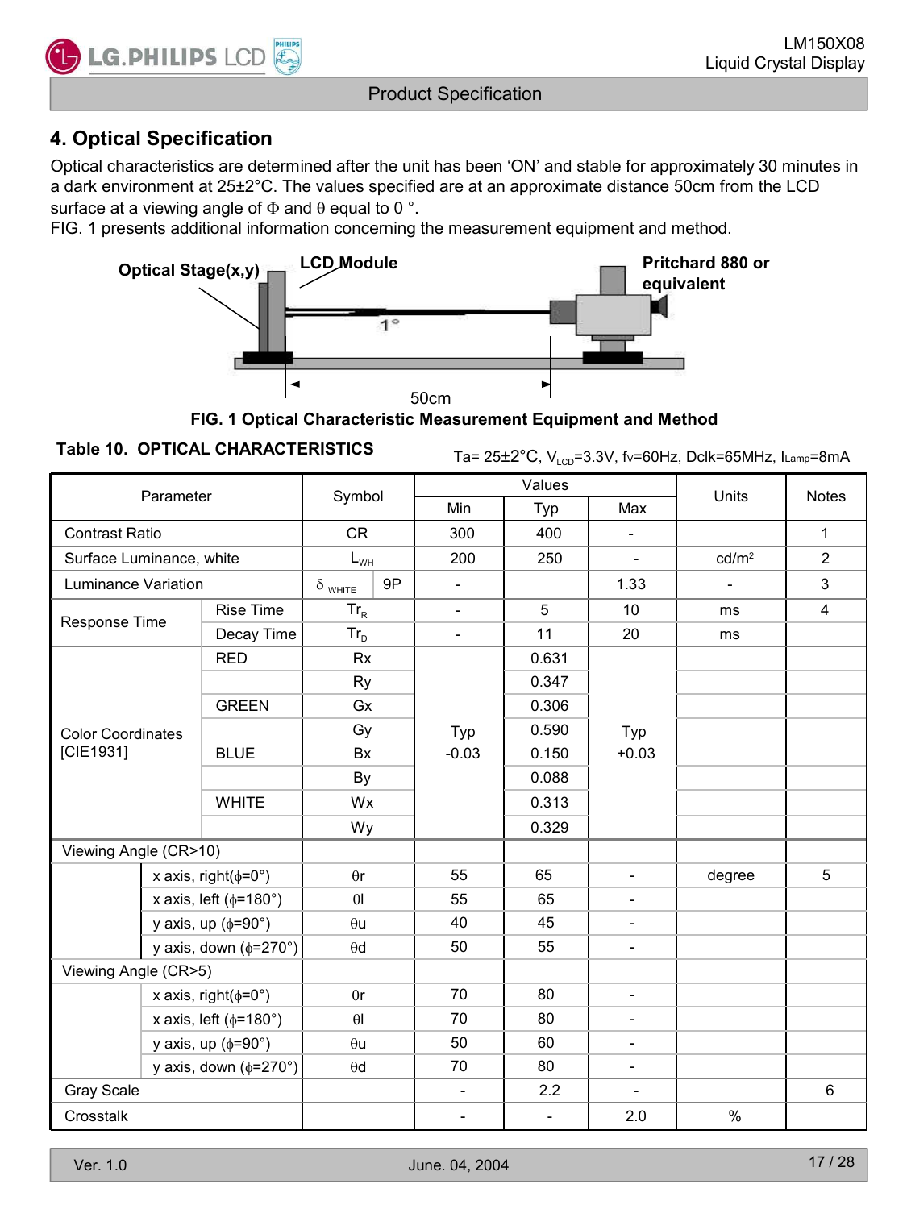## 4. Optical Specification

Optical characteristics are determined after the unit has been 'ON' and stable for approximately 30 minutes in a dark environment at 25±2°C. The values specified are at an approximate distance 50cm from the LCD surface at a viewing angle of Φ and θ equal to 0 °.

FIG. 1 presents additional information concerning the measurement equipment and method.

Optical Stage(x,y) — LCD Module — Pritchard 880 or equivalent — 1° — 50cm

**FIG. 1 Optical Characteristic Measurement Equipment and Method**

**Table 10. OPTICAL CHARACTERISTICS**

Ta= 25±2°C, $V_{LCD}$=3.3V, fv=60Hz, Dclk=65MHz, $I_{Lamp}$=8mA

| Parameter | | Symbol | | Values | | | Units | Notes |
|---|---|---|---|---|---|---|---|---|
| | | | | Min | Typ | Max | | |
| Contrast Ratio | | CR | | 300 | 400 | - | | 1 |
| Surface Luminance, white | | $L_{WH}$ | | 200 | 250 | - | cd/m² | 2 |
| Luminance Variation | | $\delta_{WHITE}$ | 9P | - | | 1.33 | - | 3 |
| Response Time | Rise Time | $Tr_R$ | | - | 5 | 10 | ms | 4 |
| | Decay Time | $Tr_D$ | | - | 11 | 20 | ms | |
| Color Coordinates [CIE1931] | RED | Rx | | Typ -0.03 | 0.631 | Typ +0.03 | | |
| | | Ry | | | 0.347 | | | |
| | GREEN | Gx | | | 0.306 | | | |
| | | Gy | | | 0.590 | | | |
| | BLUE | Bx | | | 0.150 | | | |
| | | By | | | 0.088 | | | |
| | WHITE | Wx | | | 0.313 | | | |
| | | Wy | | | 0.329 | | | |
| Viewing Angle (CR>10) | | | | | | | | |
| | x axis, right(ϕ=0°) | θr | | 55 | 65 | - | degree | 5 |
| | x axis, left (ϕ=180°) | θl | | 55 | 65 | - | | |
| | y axis, up (ϕ=90°) | θu | | 40 | 45 | - | | |
| | y axis, down (ϕ=270°) | θd | | 50 | 55 | - | | |
| Viewing Angle (CR>5) | | | | | | | | |
| | x axis, right(ϕ=0°) | θr | | 70 | 80 | - | | |
| | x axis, left (ϕ=180°) | θl | | 70 | 80 | - | | |
| | y axis, up (ϕ=90°) | θu | | 50 | 60 | - | | |
| | y axis, down (ϕ=270°) | θd | | 70 | 80 | - | | |
| Gray Scale | | | | - | 2.2 | - | | 6 |
| Crosstalk | | | | - | - | 2.0 | % | |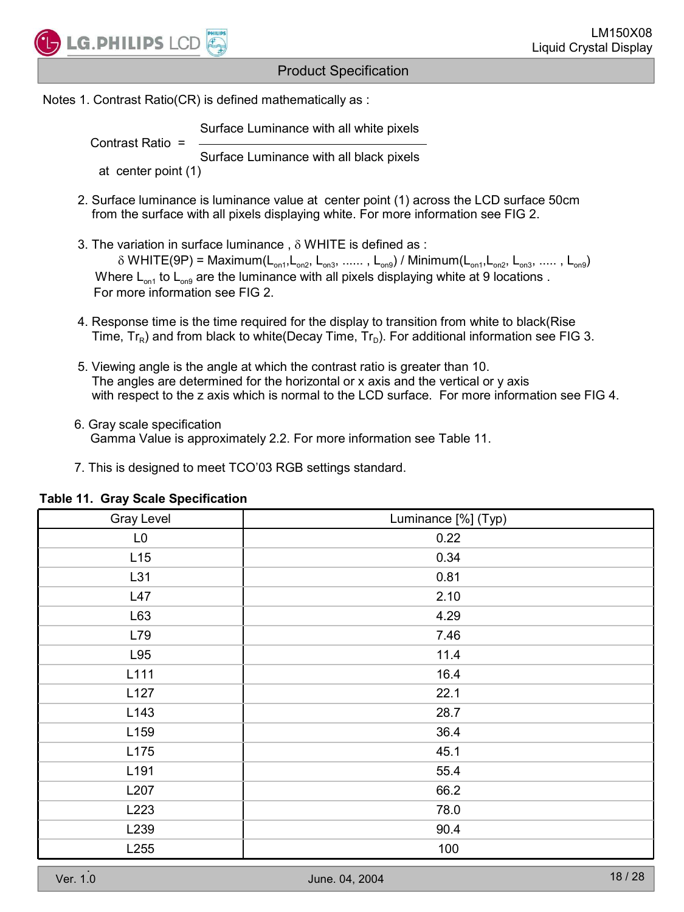Notes 1. Contrast Ratio(CR) is defined mathematically as :

$$\text{Contrast Ratio} = \frac{\text{Surface Luminance with all white pixels}}{\text{Surface Luminance with all black pixels}}$$

at center point (1)

2. Surface luminance is luminance value at center point (1) across the LCD surface 50cm from the surface with all pixels displaying white. For more information see FIG 2.

3. The variation in surface luminance , δ WHITE is defined as :

   $\delta$ WHITE(9P) = Maximum($L_{on1}$,$L_{on2}$, $L_{on3}$, ...... , $L_{on9}$) / Minimum($L_{on1}$,$L_{on2}$, $L_{on3}$, ..... , $L_{on9}$)

   Where $L_{on1}$ to $L_{on9}$ are the luminance with all pixels displaying white at 9 locations .
   For more information see FIG 2.

4. Response time is the time required for the display to transition from white to black(Rise Time, $Tr_R$) and from black to white(Decay Time, $Tr_D$). For additional information see FIG 3.

5. Viewing angle is the angle at which the contrast ratio is greater than 10. The angles are determined for the horizontal or x axis and the vertical or y axis with respect to the z axis which is normal to the LCD surface. For more information see FIG 4.

6. Gray scale specification
   Gamma Value is approximately 2.2. For more information see Table 11.

7. This is designed to meet TCO'03 RGB settings standard.

**Table 11. Gray Scale Specification**

| Gray Level | Luminance [%] (Typ) |
|---|---|
| L0 | 0.22 |
| L15 | 0.34 |
| L31 | 0.81 |
| L47 | 2.10 |
| L63 | 4.29 |
| L79 | 7.46 |
| L95 | 11.4 |
| L111 | 16.4 |
| L127 | 22.1 |
| L143 | 28.7 |
| L159 | 36.4 |
| L175 | 45.1 |
| L191 | 55.4 |
| L207 | 66.2 |
| L223 | 78.0 |
| L239 | 90.4 |
| L255 | 100 |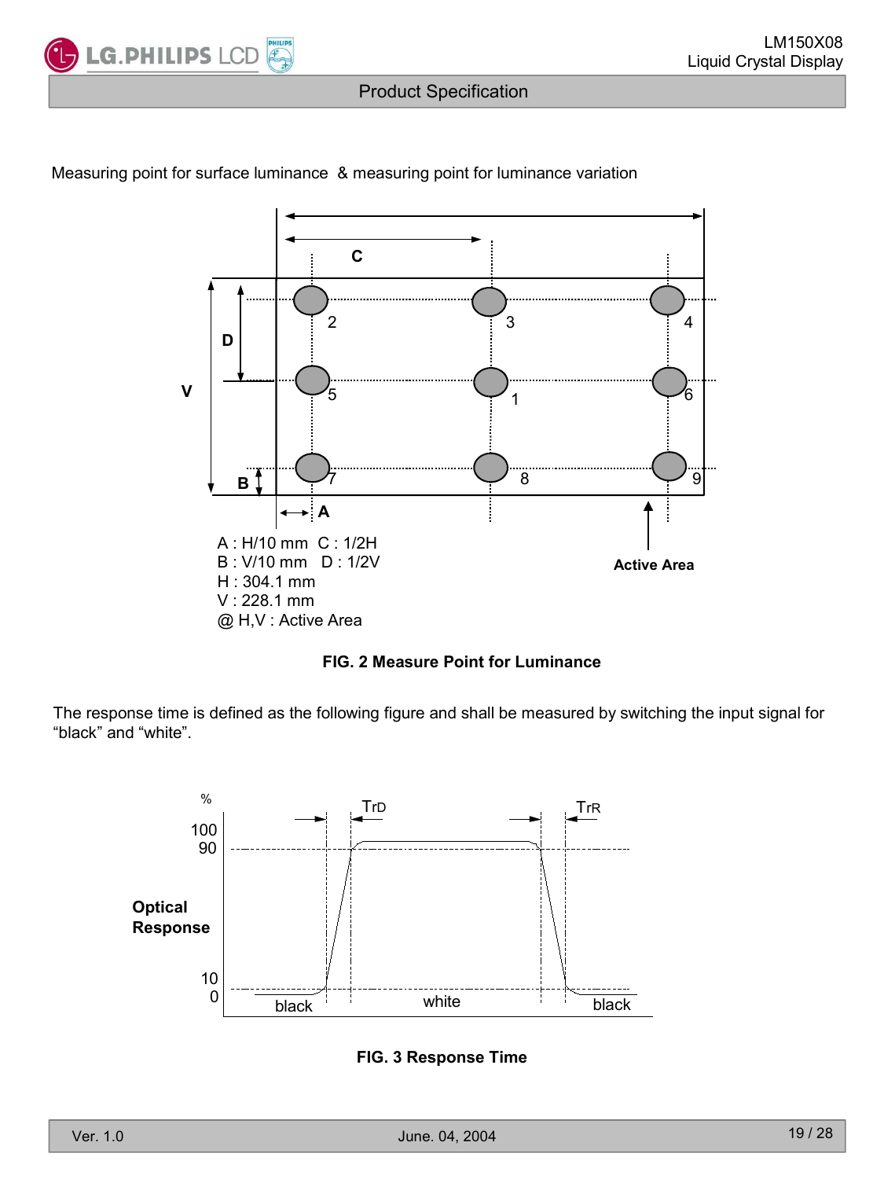Measuring point for surface luminance & measuring point for luminance variation

A : H/10 mm C : 1/2H
B : V/10 mm D : 1/2V
H : 304.1 mm
V : 228.1 mm
@ H,V : Active Area

Active Area

**FIG. 2 Measure Point for Luminance**

The response time is defined as the following figure and shall be measured by switching the input signal for "black" and "white".

**FIG. 3 Response Time**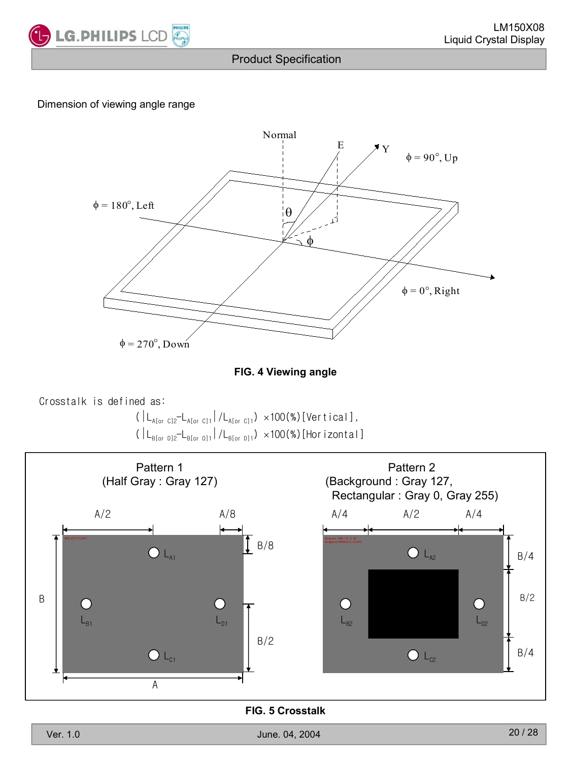Dimension of viewing angle range

FIG. 4 Viewing angle

Crosstalk is defined as:

$$(|L_{A[or\ C]2} - L_{A[or\ C]1}| / L_{A[or\ C]1}) \times 100(\%)\ [\text{Vertical}],$$

$$(|L_{B[or\ D]2} - L_{B[or\ D]1}| / L_{B[or\ D]1}) \times 100(\%)\ [\text{Horizontal}]$$

Pattern 1
(Half Gray : Gray 127)

Pattern 2
(Background : Gray 127,
Rectangular : Gray 0, Gray 255)

FIG. 5 Crosstalk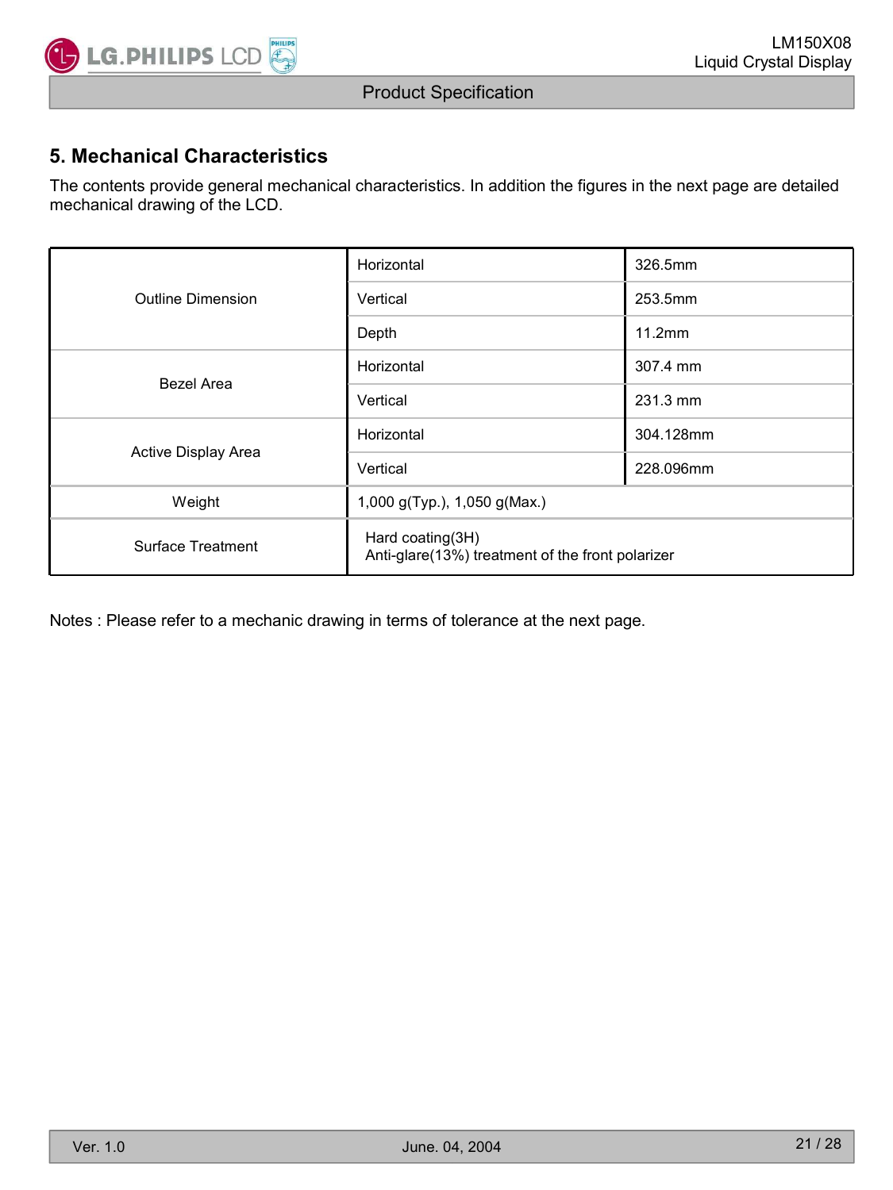## 5. Mechanical Characteristics

The contents provide general mechanical characteristics. In addition the figures in the next page are detailed mechanical drawing of the LCD.

| | | |
|---|---|---|
| Outline Dimension | Horizontal | 326.5mm |
| | Vertical | 253.5mm |
| | Depth | 11.2mm |
| Bezel Area | Horizontal | 307.4 mm |
| | Vertical | 231.3 mm |
| Active Display Area | Horizontal | 304.128mm |
| | Vertical | 228.096mm |
| Weight | 1,000 g(Typ.), 1,050 g(Max.) | |
| Surface Treatment | Hard coating(3H)<br>Anti-glare(13%) treatment of the front polarizer | |

Notes : Please refer to a mechanic drawing in terms of tolerance at the next page.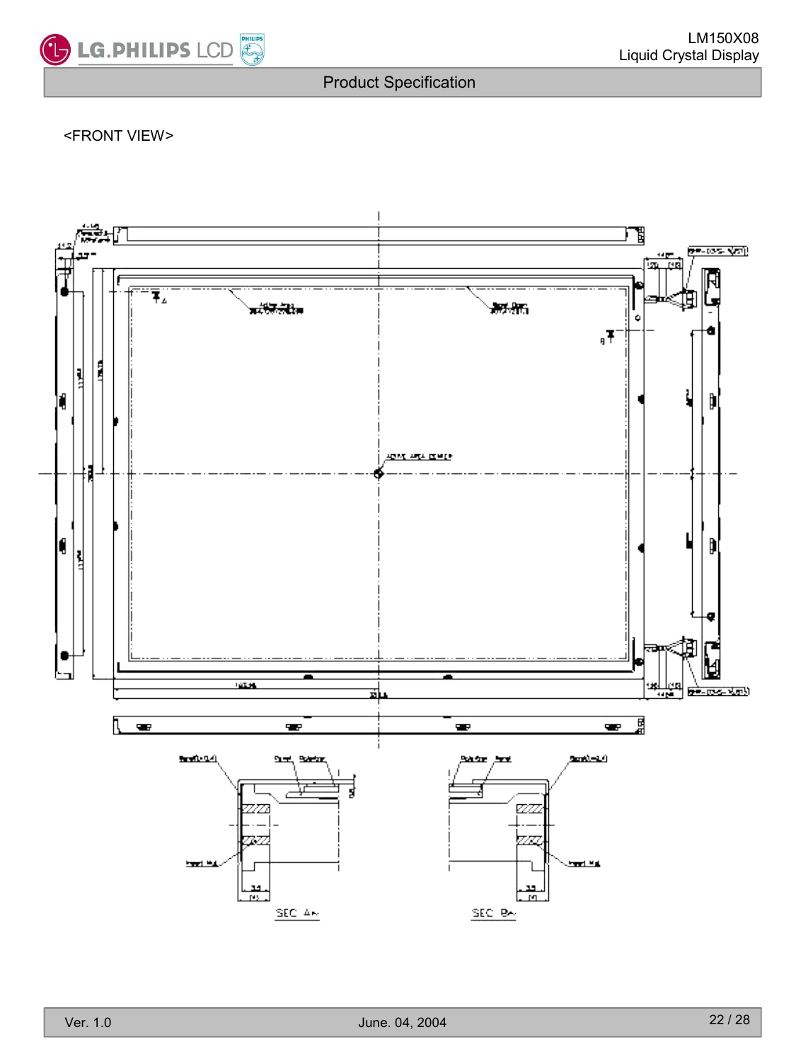<FRONT VIEW>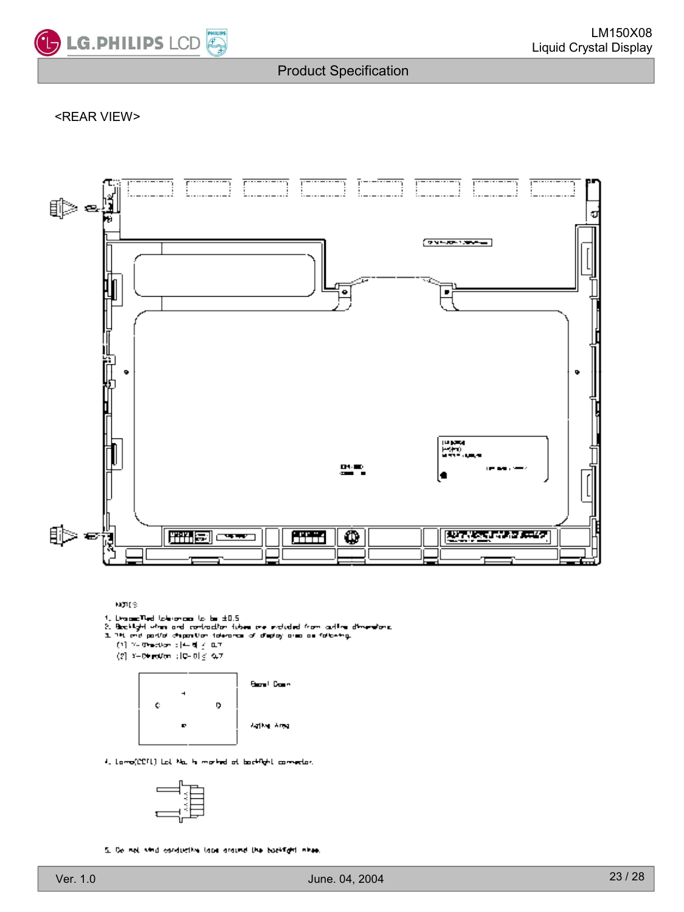<REAR VIEW>

NOTES

1. Unspecified tolerances to be ±0.5
2. Backlight wires and contraction tubes are excluded from outline dimensions.
3. Tilt and partial disposition tolerance of display area as following.
   (1) Y-Direction : |A-B| ≤ 0.7
   (2) X-Direction : |C-D| ≤ 0.7

Bezel Open

Active Area

4. Lamp(CCFL) Lot No. is marked at backlight connector.

5. Do not wind conductive tape around the backlight wires.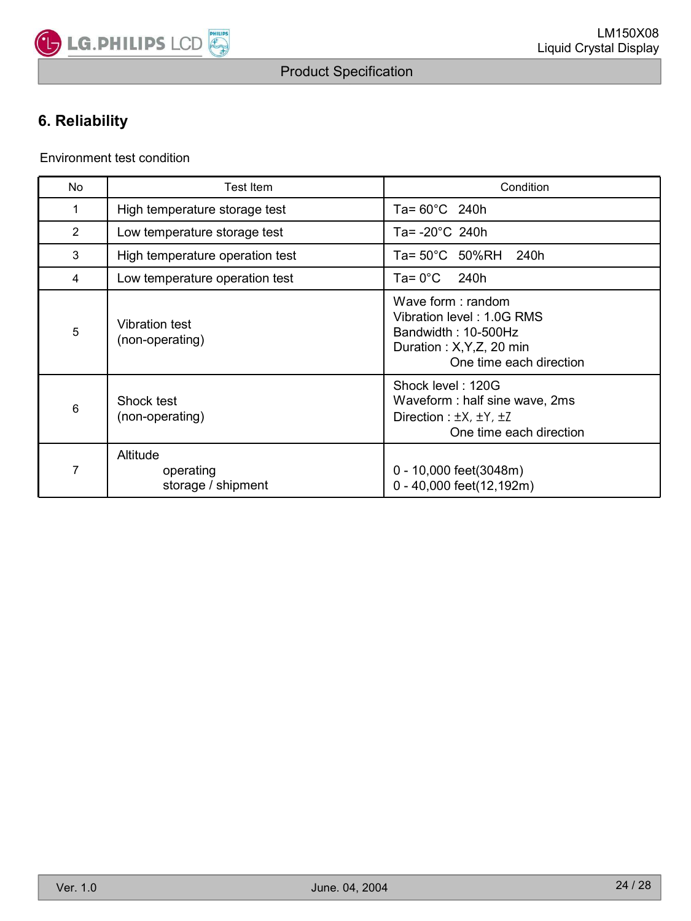## 6. Reliability

Environment test condition

| No | Test Item | Condition |
|---|---|---|
| 1 | High temperature storage test | Ta= 60°C 240h |
| 2 | Low temperature storage test | Ta= -20°C 240h |
| 3 | High temperature operation test | Ta= 50°C 50%RH 240h |
| 4 | Low temperature operation test | Ta= 0°C 240h |
| 5 | Vibration test (non-operating) | Wave form : random<br>Vibration level : 1.0G RMS<br>Bandwidth : 10-500Hz<br>Duration : X,Y,Z, 20 min<br>One time each direction |
| 6 | Shock test (non-operating) | Shock level : 120G<br>Waveform : half sine wave, 2ms<br>Direction : ±X, ±Y, ±Z<br>One time each direction |
| 7 | Altitude<br>operating<br>storage / shipment | <br>0 - 10,000 feet(3048m)<br>0 - 40,000 feet(12,192m) |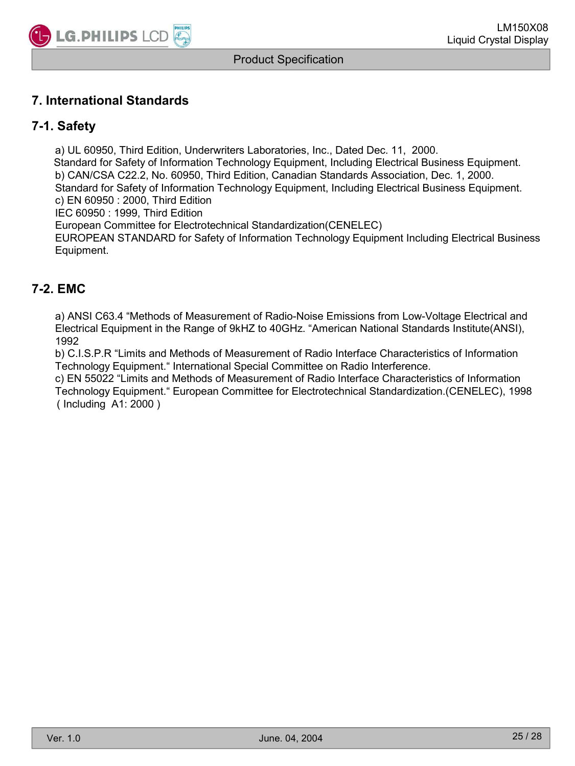## 7. International Standards

### 7-1. Safety

a) UL 60950, Third Edition, Underwriters Laboratories, Inc., Dated Dec. 11, 2000.
Standard for Safety of Information Technology Equipment, Including Electrical Business Equipment.
b) CAN/CSA C22.2, No. 60950, Third Edition, Canadian Standards Association, Dec. 1, 2000.
Standard for Safety of Information Technology Equipment, Including Electrical Business Equipment.
c) EN 60950 : 2000, Third Edition
IEC 60950 : 1999, Third Edition
European Committee for Electrotechnical Standardization(CENELEC)
EUROPEAN STANDARD for Safety of Information Technology Equipment Including Electrical Business Equipment.

### 7-2. EMC

a) ANSI C63.4 "Methods of Measurement of Radio-Noise Emissions from Low-Voltage Electrical and Electrical Equipment in the Range of 9kHZ to 40GHz. "American National Standards Institute(ANSI), 1992
b) C.I.S.P.R "Limits and Methods of Measurement of Radio Interface Characteristics of Information Technology Equipment." International Special Committee on Radio Interference.
c) EN 55022 "Limits and Methods of Measurement of Radio Interface Characteristics of Information Technology Equipment." European Committee for Electrotechnical Standardization.(CENELEC), 1998 ( Including A1: 2000 )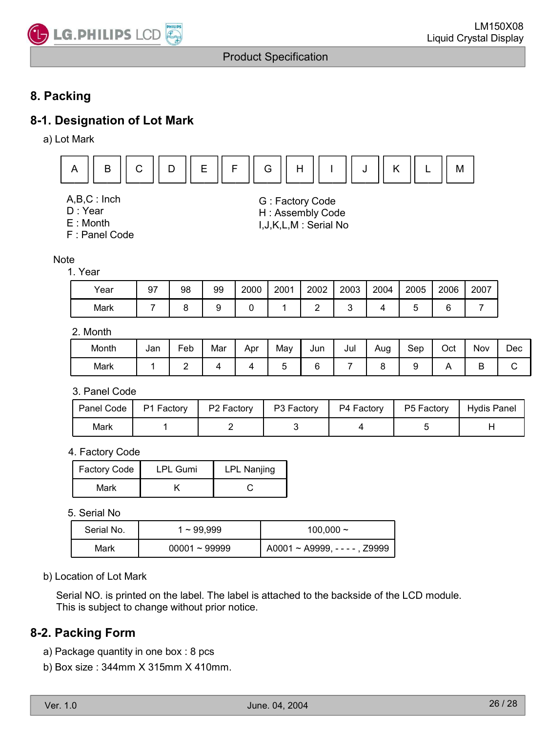# 8. Packing

## 8-1. Designation of Lot Mark

a) Lot Mark

| A | B | C | D | E | F | G | H | I | J | K | L | M |
|---|---|---|---|---|---|---|---|---|---|---|---|---|

A,B,C : Inch
D : Year
E : Month
F : Panel Code

G : Factory Code
H : Assembly Code
I,J,K,L,M : Serial No

Note

1. Year

| Year | 97 | 98 | 99 | 2000 | 2001 | 2002 | 2003 | 2004 | 2005 | 2006 | 2007 |
|---|---|---|---|---|---|---|---|---|---|---|---|
| Mark | 7 | 8 | 9 | 0 | 1 | 2 | 3 | 4 | 5 | 6 | 7 |

2. Month

| Month | Jan | Feb | Mar | Apr | May | Jun | Jul | Aug | Sep | Oct | Nov | Dec |
|---|---|---|---|---|---|---|---|---|---|---|---|---|
| Mark | 1 | 2 | 4 | 4 | 5 | 6 | 7 | 8 | 9 | A | B | C |

3. Panel Code

| Panel Code | P1 Factory | P2 Factory | P3 Factory | P4 Factory | P5 Factory | Hydis Panel |
|---|---|---|---|---|---|---|
| Mark | 1 | 2 | 3 | 4 | 5 | H |

4. Factory Code

| Factory Code | LPL Gumi | LPL Nanjing |
|---|---|---|
| Mark | K | C |

5. Serial No

| Serial No. | 1 ~ 99,999 | 100,000 ~ |
|---|---|---|
| Mark | 00001 ~ 99999 | A0001 ~ A9999, - - - - , Z9999 |

b) Location of Lot Mark

Serial NO. is printed on the label. The label is attached to the backside of the LCD module.
This is subject to change without prior notice.

## 8-2. Packing Form

a) Package quantity in one box : 8 pcs

b) Box size : 344mm X 315mm X 410mm.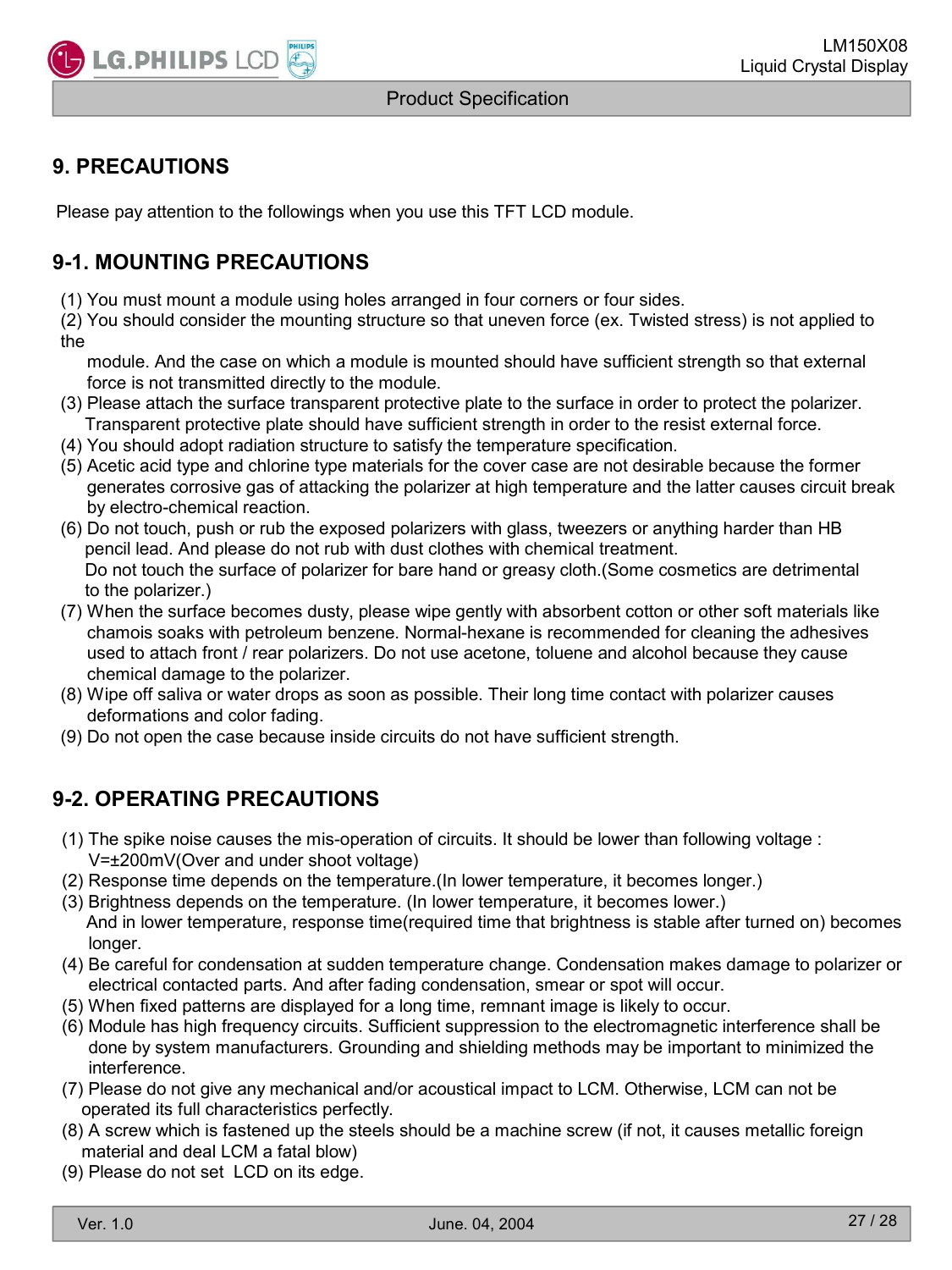# 9. PRECAUTIONS

Please pay attention to the followings when you use this TFT LCD module.

## 9-1. MOUNTING PRECAUTIONS

(1) You must mount a module using holes arranged in four corners or four sides.
(2) You should consider the mounting structure so that uneven force (ex. Twisted stress) is not applied to the module. And the case on which a module is mounted should have sufficient strength so that external force is not transmitted directly to the module.
(3) Please attach the surface transparent protective plate to the surface in order to protect the polarizer. Transparent protective plate should have sufficient strength in order to the resist external force.
(4) You should adopt radiation structure to satisfy the temperature specification.
(5) Acetic acid type and chlorine type materials for the cover case are not desirable because the former generates corrosive gas of attacking the polarizer at high temperature and the latter causes circuit break by electro-chemical reaction.
(6) Do not touch, push or rub the exposed polarizers with glass, tweezers or anything harder than HB pencil lead. And please do not rub with dust clothes with chemical treatment. Do not touch the surface of polarizer for bare hand or greasy cloth.(Some cosmetics are detrimental to the polarizer.)
(7) When the surface becomes dusty, please wipe gently with absorbent cotton or other soft materials like chamois soaks with petroleum benzene. Normal-hexane is recommended for cleaning the adhesives used to attach front / rear polarizers. Do not use acetone, toluene and alcohol because they cause chemical damage to the polarizer.
(8) Wipe off saliva or water drops as soon as possible. Their long time contact with polarizer causes deformations and color fading.
(9) Do not open the case because inside circuits do not have sufficient strength.

## 9-2. OPERATING PRECAUTIONS

(1) The spike noise causes the mis-operation of circuits. It should be lower than following voltage : V=±200mV(Over and under shoot voltage)
(2) Response time depends on the temperature.(In lower temperature, it becomes longer.)
(3) Brightness depends on the temperature. (In lower temperature, it becomes lower.) And in lower temperature, response time(required time that brightness is stable after turned on) becomes longer.
(4) Be careful for condensation at sudden temperature change. Condensation makes damage to polarizer or electrical contacted parts. And after fading condensation, smear or spot will occur.
(5) When fixed patterns are displayed for a long time, remnant image is likely to occur.
(6) Module has high frequency circuits. Sufficient suppression to the electromagnetic interference shall be done by system manufacturers. Grounding and shielding methods may be important to minimized the interference.
(7) Please do not give any mechanical and/or acoustical impact to LCM. Otherwise, LCM can not be operated its full characteristics perfectly.
(8) A screw which is fastened up the steels should be a machine screw (if not, it causes metallic foreign material and deal LCM a fatal blow)
(9) Please do not set LCD on its edge.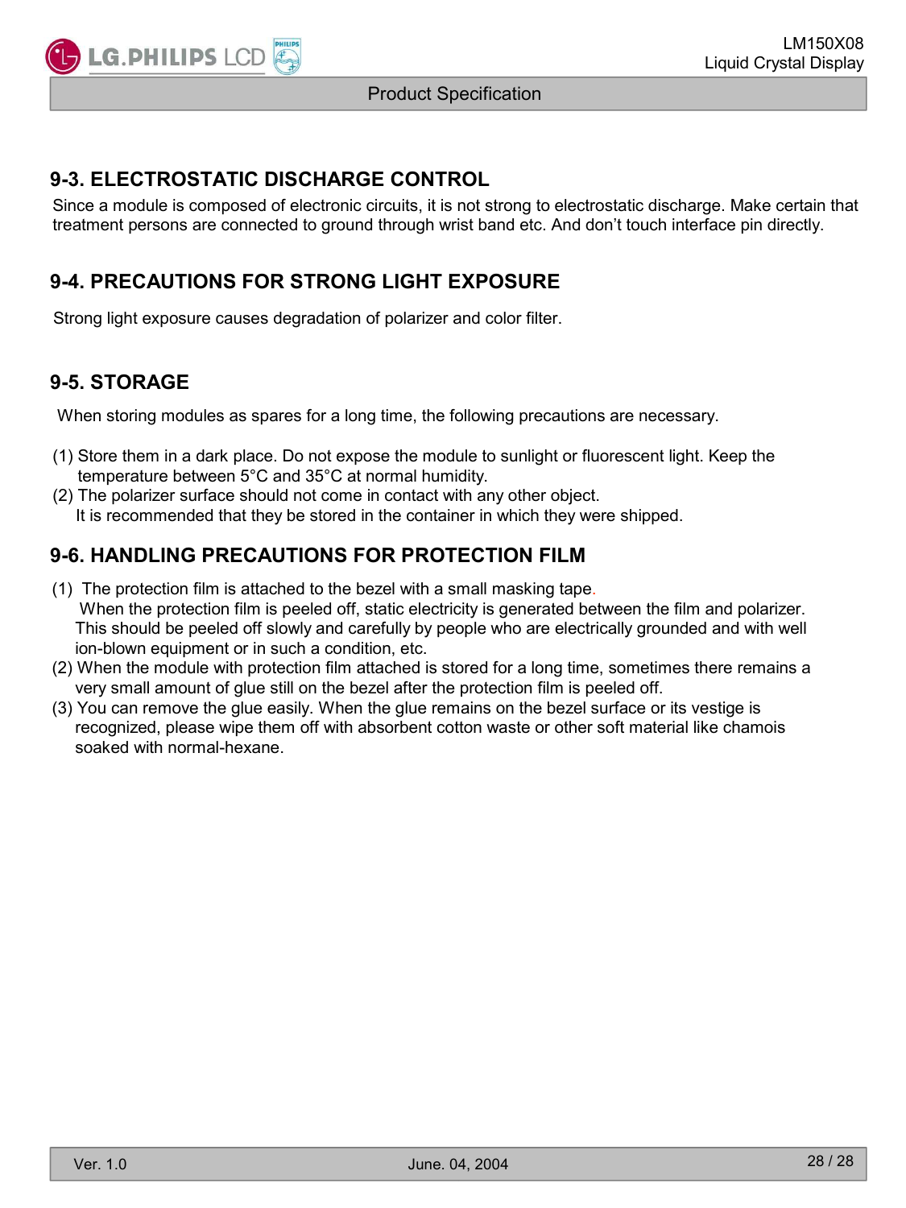### 9-3. ELECTROSTATIC DISCHARGE CONTROL

Since a module is composed of electronic circuits, it is not strong to electrostatic discharge. Make certain that treatment persons are connected to ground through wrist band etc. And don't touch interface pin directly.

### 9-4. PRECAUTIONS FOR STRONG LIGHT EXPOSURE

Strong light exposure causes degradation of polarizer and color filter.

### 9-5. STORAGE

When storing modules as spares for a long time, the following precautions are necessary.

(1) Store them in a dark place. Do not expose the module to sunlight or fluorescent light. Keep the temperature between 5°C and 35°C at normal humidity.
(2) The polarizer surface should not come in contact with any other object.
It is recommended that they be stored in the container in which they were shipped.

### 9-6. HANDLING PRECAUTIONS FOR PROTECTION FILM

(1) The protection film is attached to the bezel with a small masking tape.
When the protection film is peeled off, static electricity is generated between the film and polarizer. This should be peeled off slowly and carefully by people who are electrically grounded and with well ion-blown equipment or in such a condition, etc.
(2) When the module with protection film attached is stored for a long time, sometimes there remains a very small amount of glue still on the bezel after the protection film is peeled off.
(3) You can remove the glue easily. When the glue remains on the bezel surface or its vestige is recognized, please wipe them off with absorbent cotton waste or other soft material like chamois soaked with normal-hexane.